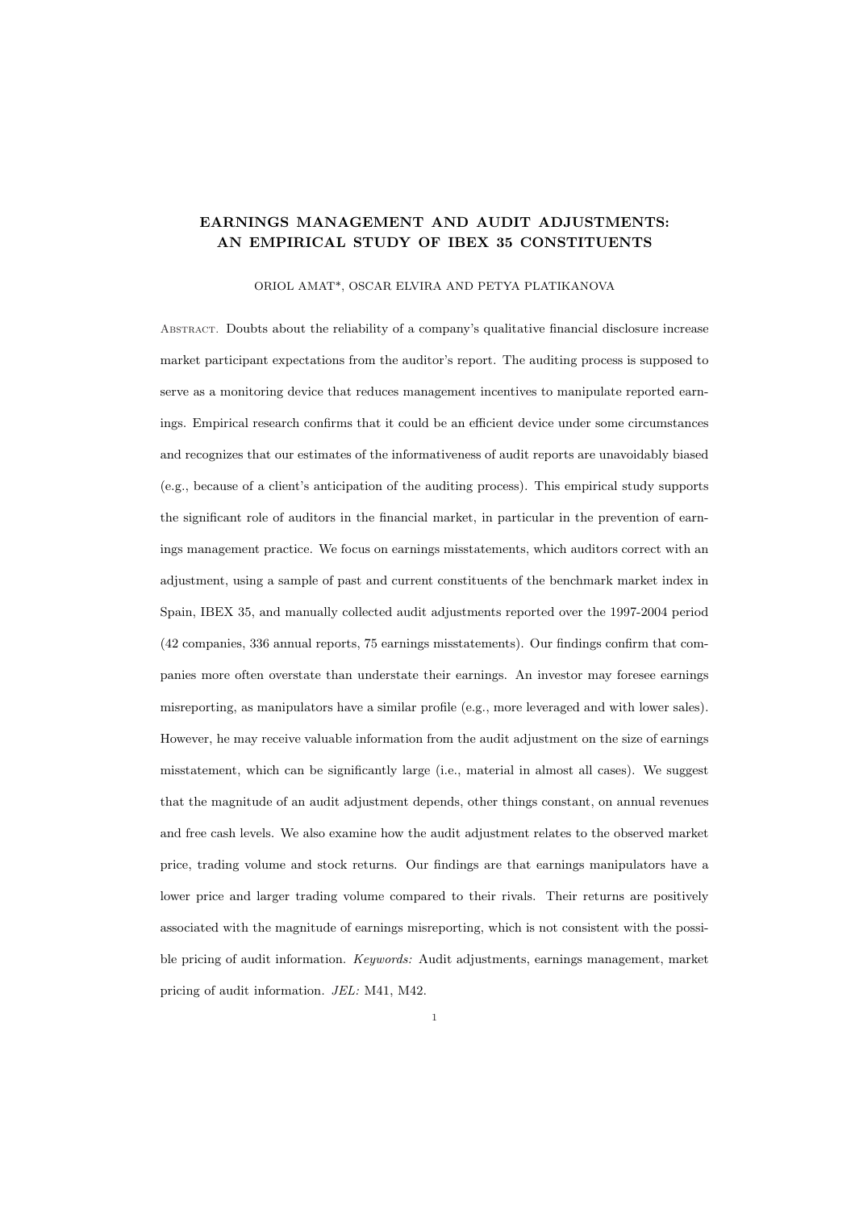# EARNINGS MANAGEMENT AND AUDIT ADJUSTMENTS: AN EMPIRICAL STUDY OF IBEX 35 CONSTITUENTS

ORIOL AMAT*, OSCAR ELVIRA AND PETYA PLATIKANOVA

ABSTRACT. Doubts about the reliability of a company's qualitative financial disclosure increase market participant expectations from the auditor's report. The auditing process is supposed to serve as a monitoring device that reduces management incentives to manipulate reported earnings. Empirical research confirms that it could be an efficient device under some circumstances and recognizes that our estimates of the informativeness of audit reports are unavoidably biased (e.g., because of a client's anticipation of the auditing process). This empirical study supports the significant role of auditors in the financial market, in particular in the prevention of earnings management practice. We focus on earnings misstatements, which auditors correct with an adjustment, using a sample of past and current constituents of the benchmark market index in Spain, IBEX 35, and manually collected audit adjustments reported over the 1997-2004 period (42 companies, 336 annual reports, 75 earnings misstatements). Our findings confirm that companies more often overstate than understate their earnings. An investor may foresee earnings misreporting, as manipulators have a similar profile (e.g., more leveraged and with lower sales). However, he may receive valuable information from the audit adjustment on the size of earnings misstatement, which can be significantly large (i.e., material in almost all cases). We suggest that the magnitude of an audit adjustment depends, other things constant, on annual revenues and free cash levels. We also examine how the audit adjustment relates to the observed market price, trading volume and stock returns. Our findings are that earnings manipulators have a lower price and larger trading volume compared to their rivals. Their returns are positively associated with the magnitude of earnings misreporting, which is not consistent with the possible pricing of audit information. *Keywords:* Audit adjustments, earnings management, market pricing of audit information. *JEL:* M41, M42.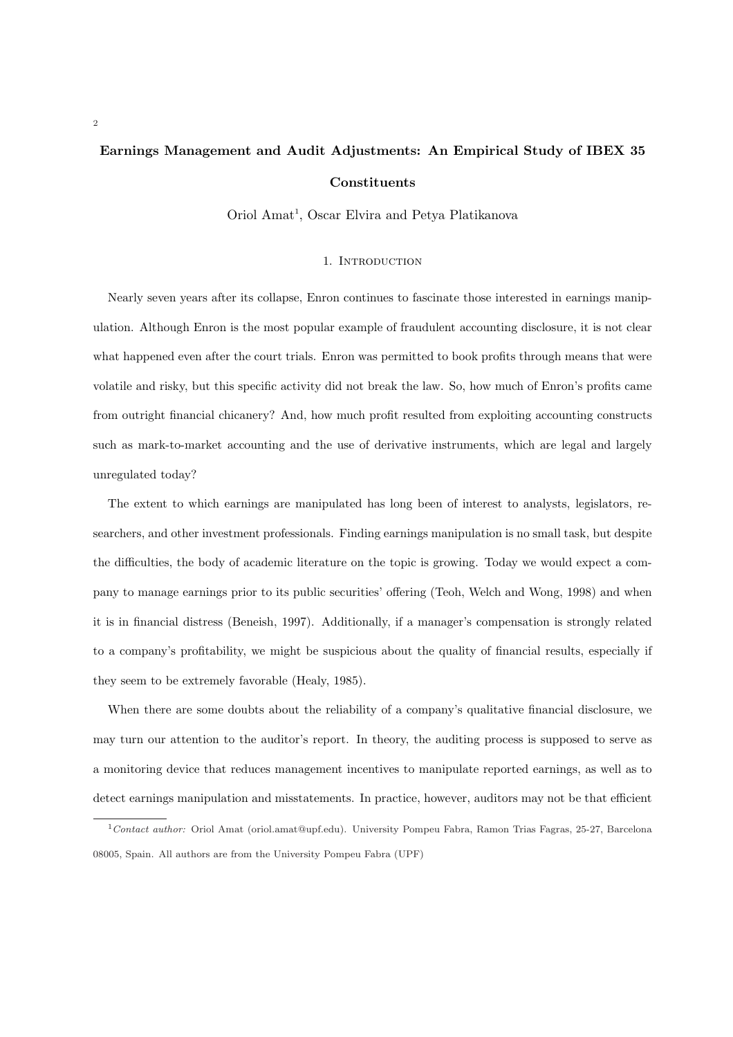# Earnings Management and Audit Adjustments: An Empirical Study of IBEX 35 Constituents

Oriol Amat[1], Oscar Elvira and Petya Platikanova

## 1. Introduction

Nearly seven years after its collapse, Enron continues to fascinate those interested in earnings manipulation. Although Enron is the most popular example of fraudulent accounting disclosure, it is not clear what happened even after the court trials. Enron was permitted to book profits through means that were volatile and risky, but this specific activity did not break the law. So, how much of Enron's profits came from outright financial chicanery? And, how much profit resulted from exploiting accounting constructs such as mark-to-market accounting and the use of derivative instruments, which are legal and largely unregulated today?

The extent to which earnings are manipulated has long been of interest to analysts, legislators, researchers, and other investment professionals. Finding earnings manipulation is no small task, but despite the difficulties, the body of academic literature on the topic is growing. Today we would expect a company to manage earnings prior to its public securities' offering (Teoh, Welch and Wong, 1998) and when it is in financial distress (Beneish, 1997). Additionally, if a manager's compensation is strongly related to a company's profitability, we might be suspicious about the quality of financial results, especially if they seem to be extremely favorable (Healy, 1985).

When there are some doubts about the reliability of a company's qualitative financial disclosure, we may turn our attention to the auditor's report. In theory, the auditing process is supposed to serve as a monitoring device that reduces management incentives to manipulate reported earnings, as well as to detect earnings manipulation and misstatements. In practice, however, auditors may not be that efficient

[1] *Contact author:* Oriol Amat (oriol.amat@upf.edu). University Pompeu Fabra, Ramon Trias Fagras, 25-27, Barcelona 08005, Spain. All authors are from the University Pompeu Fabra (UPF)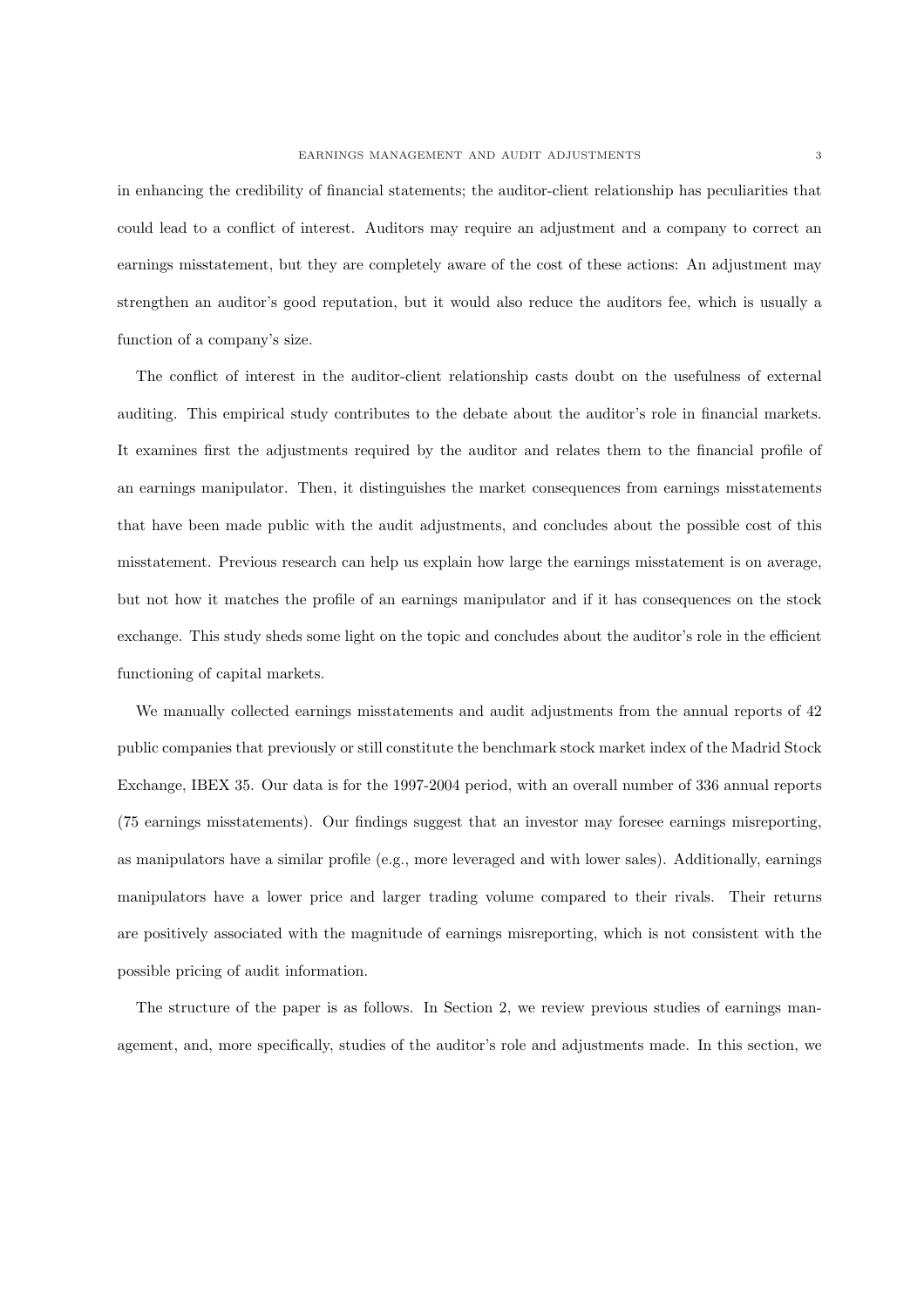in enhancing the credibility of financial statements; the auditor-client relationship has peculiarities that could lead to a conflict of interest. Auditors may require an adjustment and a company to correct an earnings misstatement, but they are completely aware of the cost of these actions: An adjustment may strengthen an auditor's good reputation, but it would also reduce the auditors fee, which is usually a function of a company's size.

The conflict of interest in the auditor-client relationship casts doubt on the usefulness of external auditing. This empirical study contributes to the debate about the auditor's role in financial markets. It examines first the adjustments required by the auditor and relates them to the financial profile of an earnings manipulator. Then, it distinguishes the market consequences from earnings misstatements that have been made public with the audit adjustments, and concludes about the possible cost of this misstatement. Previous research can help us explain how large the earnings misstatement is on average, but not how it matches the profile of an earnings manipulator and if it has consequences on the stock exchange. This study sheds some light on the topic and concludes about the auditor's role in the efficient functioning of capital markets.

We manually collected earnings misstatements and audit adjustments from the annual reports of 42 public companies that previously or still constitute the benchmark stock market index of the Madrid Stock Exchange, IBEX 35. Our data is for the 1997-2004 period, with an overall number of 336 annual reports (75 earnings misstatements). Our findings suggest that an investor may foresee earnings misreporting, as manipulators have a similar profile (e.g., more leveraged and with lower sales). Additionally, earnings manipulators have a lower price and larger trading volume compared to their rivals. Their returns are positively associated with the magnitude of earnings misreporting, which is not consistent with the possible pricing of audit information.

The structure of the paper is as follows. In Section 2, we review previous studies of earnings management, and, more specifically, studies of the auditor's role and adjustments made. In this section, we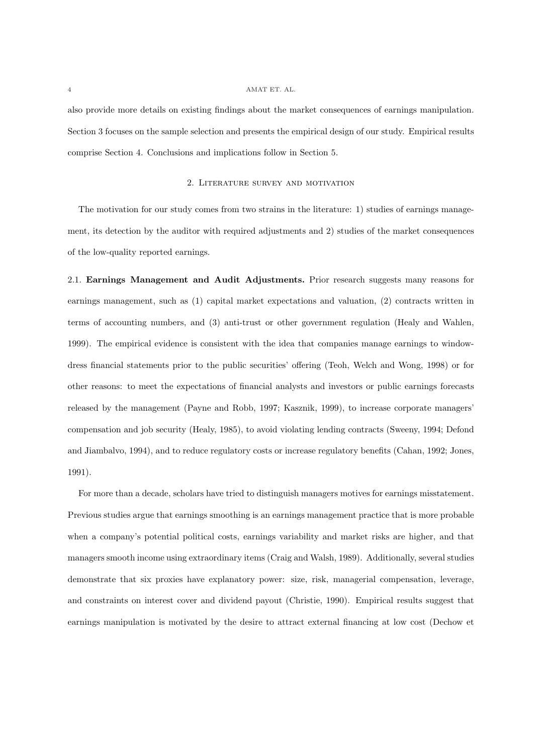also provide more details on existing findings about the market consequences of earnings manipulation. Section 3 focuses on the sample selection and presents the empirical design of our study. Empirical results comprise Section 4. Conclusions and implications follow in Section 5.

## 2. Literature survey and motivation

The motivation for our study comes from two strains in the literature: 1) studies of earnings management, its detection by the auditor with required adjustments and 2) studies of the market consequences of the low-quality reported earnings.

### 2.1. **Earnings Management and Audit Adjustments.**

Prior research suggests many reasons for earnings management, such as (1) capital market expectations and valuation, (2) contracts written in terms of accounting numbers, and (3) anti-trust or other government regulation (Healy and Wahlen, 1999). The empirical evidence is consistent with the idea that companies manage earnings to window-dress financial statements prior to the public securities' offering (Teoh, Welch and Wong, 1998) or for other reasons: to meet the expectations of financial analysts and investors or public earnings forecasts released by the management (Payne and Robb, 1997; Kasznik, 1999), to increase corporate managers' compensation and job security (Healy, 1985), to avoid violating lending contracts (Sweeny, 1994; Defond and Jiambalvo, 1994), and to reduce regulatory costs or increase regulatory benefits (Cahan, 1992; Jones, 1991).

For more than a decade, scholars have tried to distinguish managers motives for earnings misstatement. Previous studies argue that earnings smoothing is an earnings management practice that is more probable when a company's potential political costs, earnings variability and market risks are higher, and that managers smooth income using extraordinary items (Craig and Walsh, 1989). Additionally, several studies demonstrate that six proxies have explanatory power: size, risk, managerial compensation, leverage, and constraints on interest cover and dividend payout (Christie, 1990). Empirical results suggest that earnings manipulation is motivated by the desire to attract external financing at low cost (Dechow et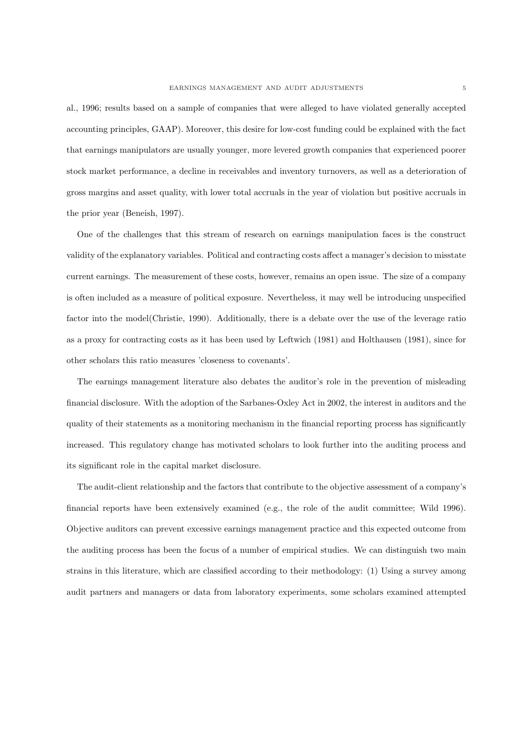al., 1996; results based on a sample of companies that were alleged to have violated generally accepted accounting principles, GAAP). Moreover, this desire for low-cost funding could be explained with the fact that earnings manipulators are usually younger, more levered growth companies that experienced poorer stock market performance, a decline in receivables and inventory turnovers, as well as a deterioration of gross margins and asset quality, with lower total accruals in the year of violation but positive accruals in the prior year (Beneish, 1997).

One of the challenges that this stream of research on earnings manipulation faces is the construct validity of the explanatory variables. Political and contracting costs affect a manager's decision to misstate current earnings. The measurement of these costs, however, remains an open issue. The size of a company is often included as a measure of political exposure. Nevertheless, it may well be introducing unspecified factor into the model(Christie, 1990). Additionally, there is a debate over the use of the leverage ratio as a proxy for contracting costs as it has been used by Leftwich (1981) and Holthausen (1981), since for other scholars this ratio measures 'closeness to covenants'.

The earnings management literature also debates the auditor's role in the prevention of misleading financial disclosure. With the adoption of the Sarbanes-Oxley Act in 2002, the interest in auditors and the quality of their statements as a monitoring mechanism in the financial reporting process has significantly increased. This regulatory change has motivated scholars to look further into the auditing process and its significant role in the capital market disclosure.

The audit-client relationship and the factors that contribute to the objective assessment of a company's financial reports have been extensively examined (e.g., the role of the audit committee; Wild 1996). Objective auditors can prevent excessive earnings management practice and this expected outcome from the auditing process has been the focus of a number of empirical studies. We can distinguish two main strains in this literature, which are classified according to their methodology: (1) Using a survey among audit partners and managers or data from laboratory experiments, some scholars examined attempted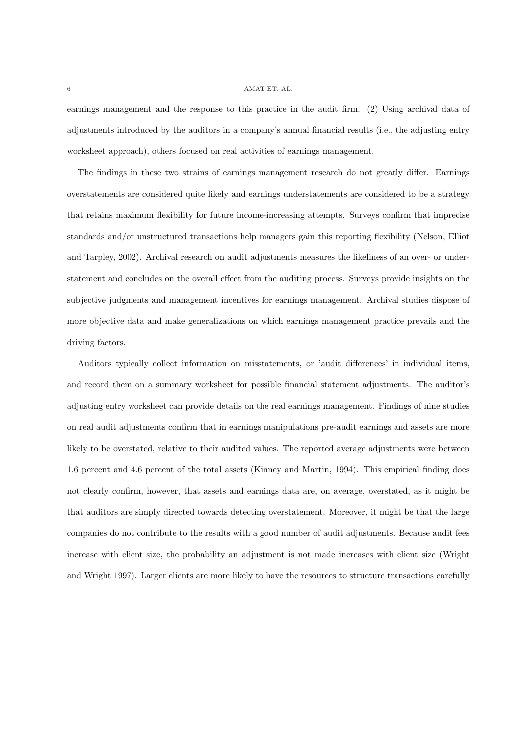earnings management and the response to this practice in the audit firm. (2) Using archival data of adjustments introduced by the auditors in a company's annual financial results (i.e., the adjusting entry worksheet approach), others focused on real activities of earnings management.

The findings in these two strains of earnings management research do not greatly differ. Earnings overstatements are considered quite likely and earnings understatements are considered to be a strategy that retains maximum flexibility for future income-increasing attempts. Surveys confirm that imprecise standards and/or unstructured transactions help managers gain this reporting flexibility (Nelson, Elliot and Tarpley, 2002). Archival research on audit adjustments measures the likeliness of an over- or under-statement and concludes on the overall effect from the auditing process. Surveys provide insights on the subjective judgments and management incentives for earnings management. Archival studies dispose of more objective data and make generalizations on which earnings management practice prevails and the driving factors.

Auditors typically collect information on misstatements, or 'audit differences' in individual items, and record them on a summary worksheet for possible financial statement adjustments. The auditor's adjusting entry worksheet can provide details on the real earnings management. Findings of nine studies on real audit adjustments confirm that in earnings manipulations pre-audit earnings and assets are more likely to be overstated, relative to their audited values. The reported average adjustments were between 1.6 percent and 4.6 percent of the total assets (Kinney and Martin, 1994). This empirical finding does not clearly confirm, however, that assets and earnings data are, on average, overstated, as it might be that auditors are simply directed towards detecting overstatement. Moreover, it might be that the large companies do not contribute to the results with a good number of audit adjustments. Because audit fees increase with client size, the probability an adjustment is not made increases with client size (Wright and Wright 1997). Larger clients are more likely to have the resources to structure transactions carefully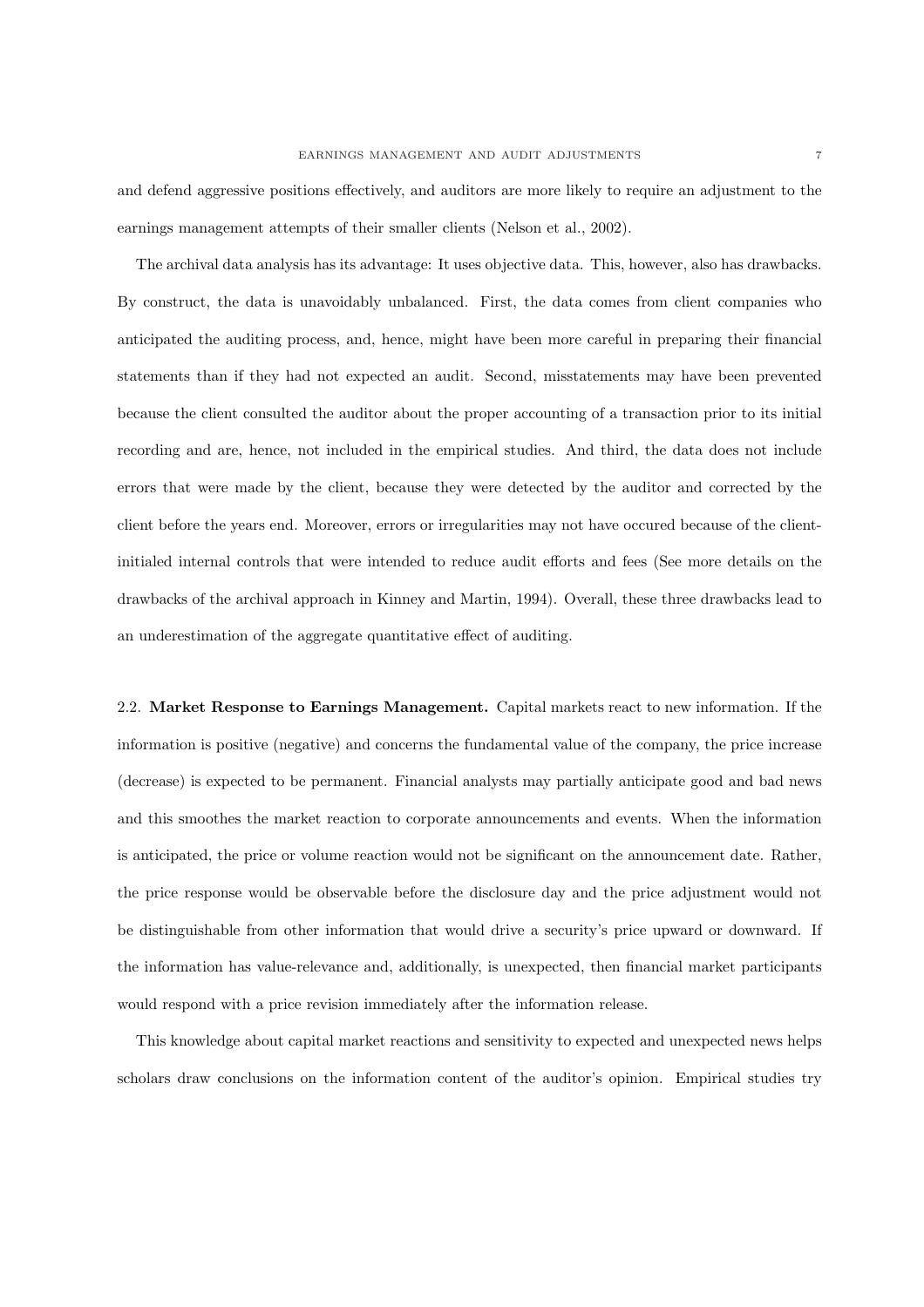and defend aggressive positions effectively, and auditors are more likely to require an adjustment to the earnings management attempts of their smaller clients (Nelson et al., 2002).

The archival data analysis has its advantage: It uses objective data. This, however, also has drawbacks. By construct, the data is unavoidably unbalanced. First, the data comes from client companies who anticipated the auditing process, and, hence, might have been more careful in preparing their financial statements than if they had not expected an audit. Second, misstatements may have been prevented because the client consulted the auditor about the proper accounting of a transaction prior to its initial recording and are, hence, not included in the empirical studies. And third, the data does not include errors that were made by the client, because they were detected by the auditor and corrected by the client before the years end. Moreover, errors or irregularities may not have occured because of the client-initialed internal controls that were intended to reduce audit efforts and fees (See more details on the drawbacks of the archival approach in Kinney and Martin, 1994). Overall, these three drawbacks lead to an underestimation of the aggregate quantitative effect of auditing.

2.2. **Market Response to Earnings Management.** Capital markets react to new information. If the information is positive (negative) and concerns the fundamental value of the company, the price increase (decrease) is expected to be permanent. Financial analysts may partially anticipate good and bad news and this smoothes the market reaction to corporate announcements and events. When the information is anticipated, the price or volume reaction would not be significant on the announcement date. Rather, the price response would be observable before the disclosure day and the price adjustment would not be distinguishable from other information that would drive a security's price upward or downward. If the information has value-relevance and, additionally, is unexpected, then financial market participants would respond with a price revision immediately after the information release.

This knowledge about capital market reactions and sensitivity to expected and unexpected news helps scholars draw conclusions on the information content of the auditor's opinion. Empirical studies try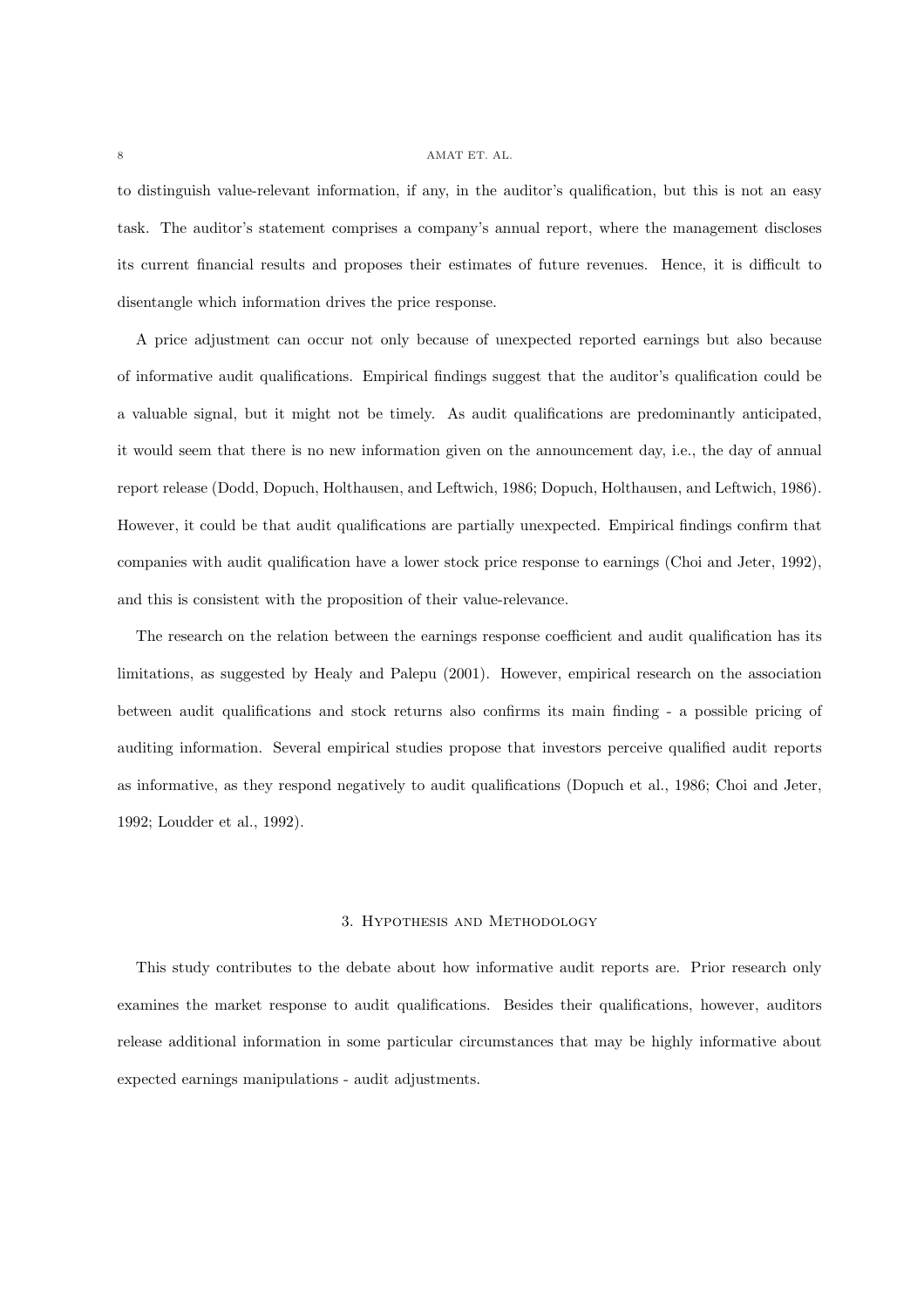to distinguish value-relevant information, if any, in the auditor's qualification, but this is not an easy task. The auditor's statement comprises a company's annual report, where the management discloses its current financial results and proposes their estimates of future revenues. Hence, it is difficult to disentangle which information drives the price response.

A price adjustment can occur not only because of unexpected reported earnings but also because of informative audit qualifications. Empirical findings suggest that the auditor's qualification could be a valuable signal, but it might not be timely. As audit qualifications are predominantly anticipated, it would seem that there is no new information given on the announcement day, i.e., the day of annual report release (Dodd, Dopuch, Holthausen, and Leftwich, 1986; Dopuch, Holthausen, and Leftwich, 1986). However, it could be that audit qualifications are partially unexpected. Empirical findings confirm that companies with audit qualification have a lower stock price response to earnings (Choi and Jeter, 1992), and this is consistent with the proposition of their value-relevance.

The research on the relation between the earnings response coefficient and audit qualification has its limitations, as suggested by Healy and Palepu (2001). However, empirical research on the association between audit qualifications and stock returns also confirms its main finding - a possible pricing of auditing information. Several empirical studies propose that investors perceive qualified audit reports as informative, as they respond negatively to audit qualifications (Dopuch et al., 1986; Choi and Jeter, 1992; Loudder et al., 1992).

## 3. Hypothesis and Methodology

This study contributes to the debate about how informative audit reports are. Prior research only examines the market response to audit qualifications. Besides their qualifications, however, auditors release additional information in some particular circumstances that may be highly informative about expected earnings manipulations - audit adjustments.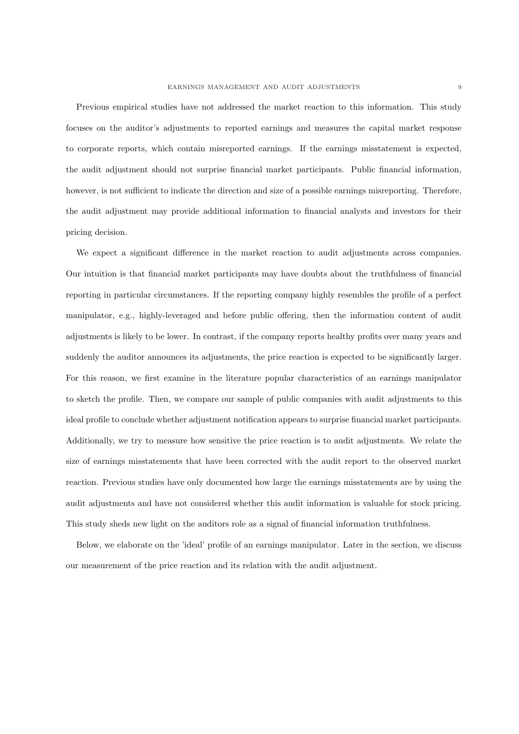Previous empirical studies have not addressed the market reaction to this information. This study focuses on the auditor's adjustments to reported earnings and measures the capital market response to corporate reports, which contain misreported earnings. If the earnings misstatement is expected, the audit adjustment should not surprise financial market participants. Public financial information, however, is not sufficient to indicate the direction and size of a possible earnings misreporting. Therefore, the audit adjustment may provide additional information to financial analysts and investors for their pricing decision.

We expect a significant difference in the market reaction to audit adjustments across companies. Our intuition is that financial market participants may have doubts about the truthfulness of financial reporting in particular circumstances. If the reporting company highly resembles the profile of a perfect manipulator, e.g., highly-leveraged and before public offering, then the information content of audit adjustments is likely to be lower. In contrast, if the company reports healthy profits over many years and suddenly the auditor announces its adjustments, the price reaction is expected to be significantly larger. For this reason, we first examine in the literature popular characteristics of an earnings manipulator to sketch the profile. Then, we compare our sample of public companies with audit adjustments to this ideal profile to conclude whether adjustment notification appears to surprise financial market participants. Additionally, we try to measure how sensitive the price reaction is to audit adjustments. We relate the size of earnings misstatements that have been corrected with the audit report to the observed market reaction. Previous studies have only documented how large the earnings misstatements are by using the audit adjustments and have not considered whether this audit information is valuable for stock pricing. This study sheds new light on the auditors role as a signal of financial information truthfulness.

Below, we elaborate on the 'ideal' profile of an earnings manipulator. Later in the section, we discuss our measurement of the price reaction and its relation with the audit adjustment.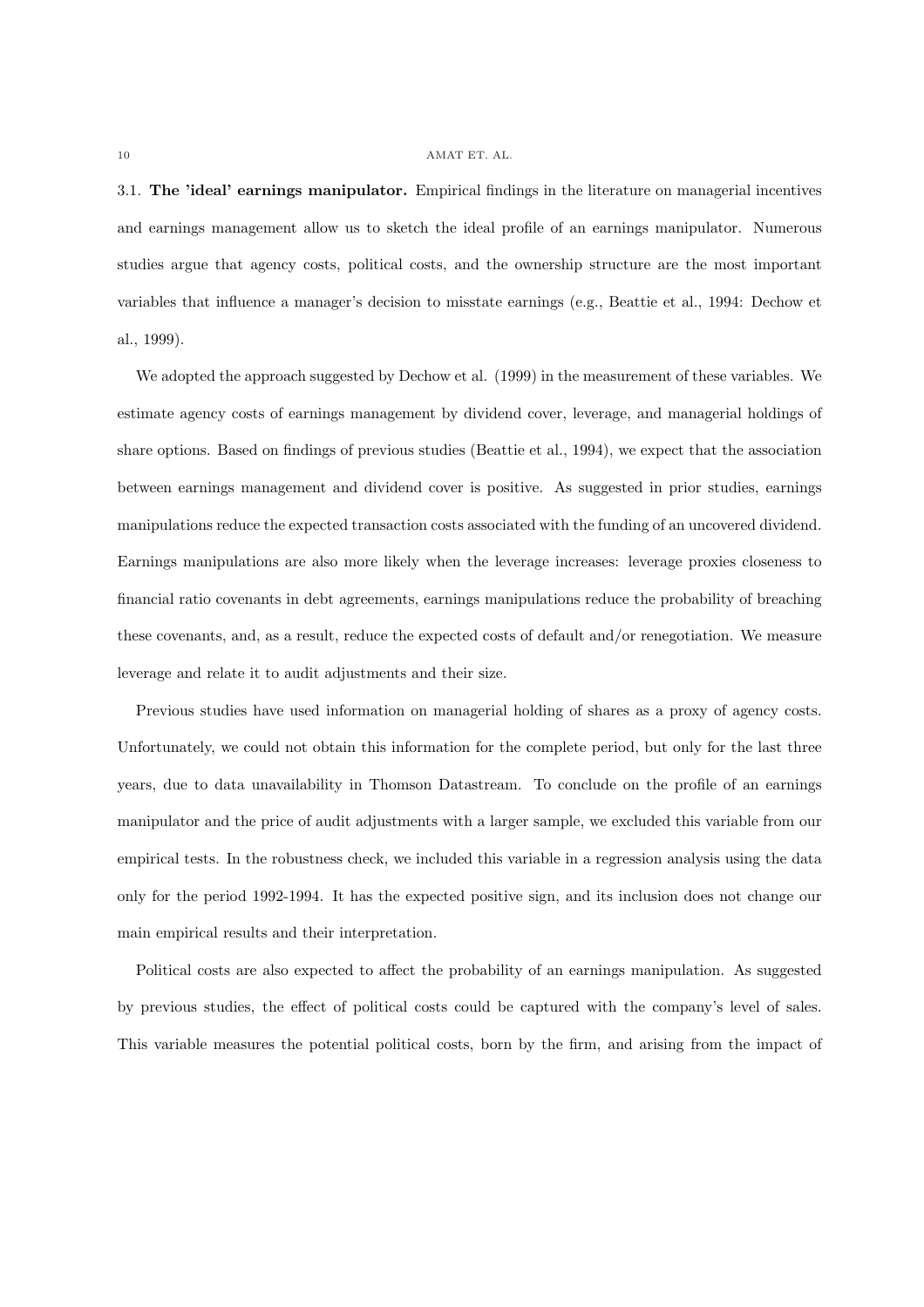3.1. **The 'ideal' earnings manipulator.** Empirical findings in the literature on managerial incentives and earnings management allow us to sketch the ideal profile of an earnings manipulator. Numerous studies argue that agency costs, political costs, and the ownership structure are the most important variables that influence a manager's decision to misstate earnings (e.g., Beattie et al., 1994: Dechow et al., 1999).

We adopted the approach suggested by Dechow et al. (1999) in the measurement of these variables. We estimate agency costs of earnings management by dividend cover, leverage, and managerial holdings of share options. Based on findings of previous studies (Beattie et al., 1994), we expect that the association between earnings management and dividend cover is positive. As suggested in prior studies, earnings manipulations reduce the expected transaction costs associated with the funding of an uncovered dividend. Earnings manipulations are also more likely when the leverage increases: leverage proxies closeness to financial ratio covenants in debt agreements, earnings manipulations reduce the probability of breaching these covenants, and, as a result, reduce the expected costs of default and/or renegotiation. We measure leverage and relate it to audit adjustments and their size.

Previous studies have used information on managerial holding of shares as a proxy of agency costs. Unfortunately, we could not obtain this information for the complete period, but only for the last three years, due to data unavailability in Thomson Datastream. To conclude on the profile of an earnings manipulator and the price of audit adjustments with a larger sample, we excluded this variable from our empirical tests. In the robustness check, we included this variable in a regression analysis using the data only for the period 1992-1994. It has the expected positive sign, and its inclusion does not change our main empirical results and their interpretation.

Political costs are also expected to affect the probability of an earnings manipulation. As suggested by previous studies, the effect of political costs could be captured with the company's level of sales. This variable measures the potential political costs, born by the firm, and arising from the impact of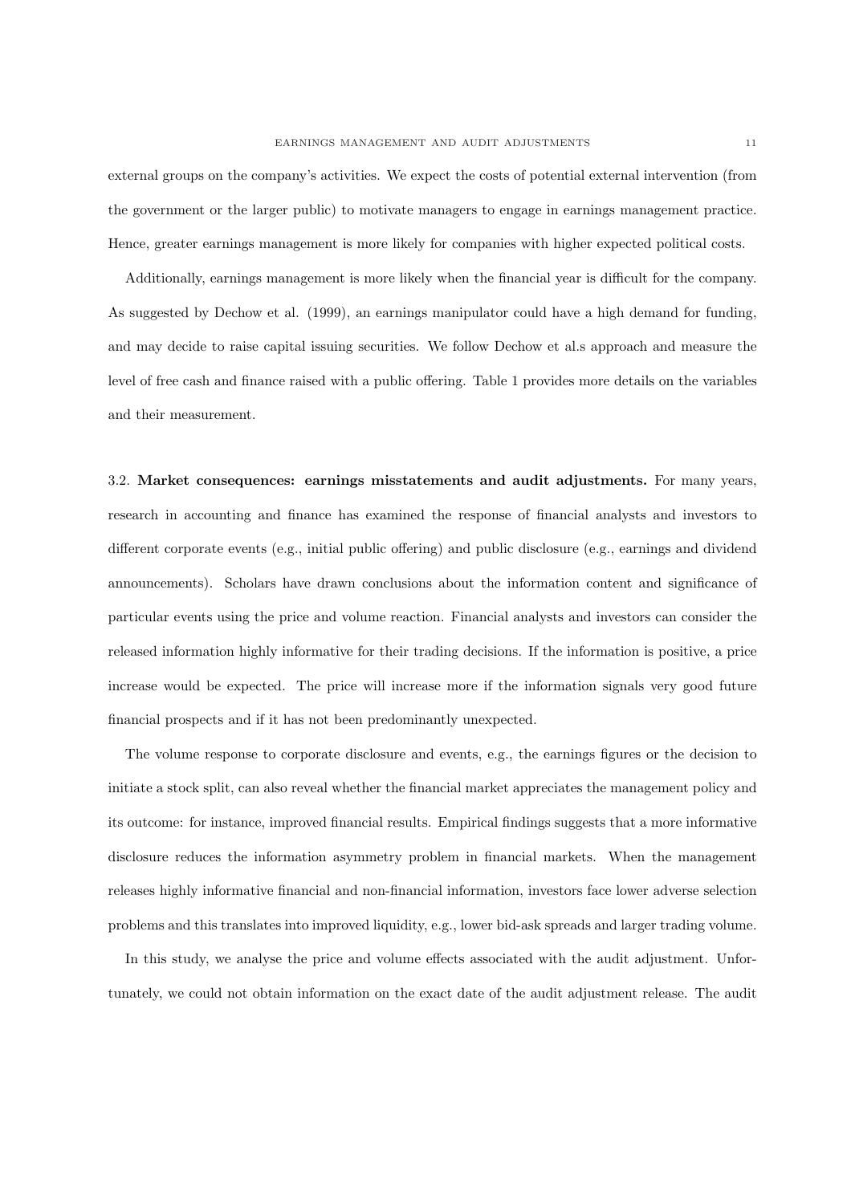external groups on the company's activities. We expect the costs of potential external intervention (from the government or the larger public) to motivate managers to engage in earnings management practice. Hence, greater earnings management is more likely for companies with higher expected political costs.

Additionally, earnings management is more likely when the financial year is difficult for the company. As suggested by Dechow et al. (1999), an earnings manipulator could have a high demand for funding, and may decide to raise capital issuing securities. We follow Dechow et al.s approach and measure the level of free cash and finance raised with a public offering. Table 1 provides more details on the variables and their measurement.

3.2. **Market consequences: earnings misstatements and audit adjustments.** For many years, research in accounting and finance has examined the response of financial analysts and investors to different corporate events (e.g., initial public offering) and public disclosure (e.g., earnings and dividend announcements). Scholars have drawn conclusions about the information content and significance of particular events using the price and volume reaction. Financial analysts and investors can consider the released information highly informative for their trading decisions. If the information is positive, a price increase would be expected. The price will increase more if the information signals very good future financial prospects and if it has not been predominantly unexpected.

The volume response to corporate disclosure and events, e.g., the earnings figures or the decision to initiate a stock split, can also reveal whether the financial market appreciates the management policy and its outcome: for instance, improved financial results. Empirical findings suggests that a more informative disclosure reduces the information asymmetry problem in financial markets. When the management releases highly informative financial and non-financial information, investors face lower adverse selection problems and this translates into improved liquidity, e.g., lower bid-ask spreads and larger trading volume.

In this study, we analyse the price and volume effects associated with the audit adjustment. Unfortunately, we could not obtain information on the exact date of the audit adjustment release. The audit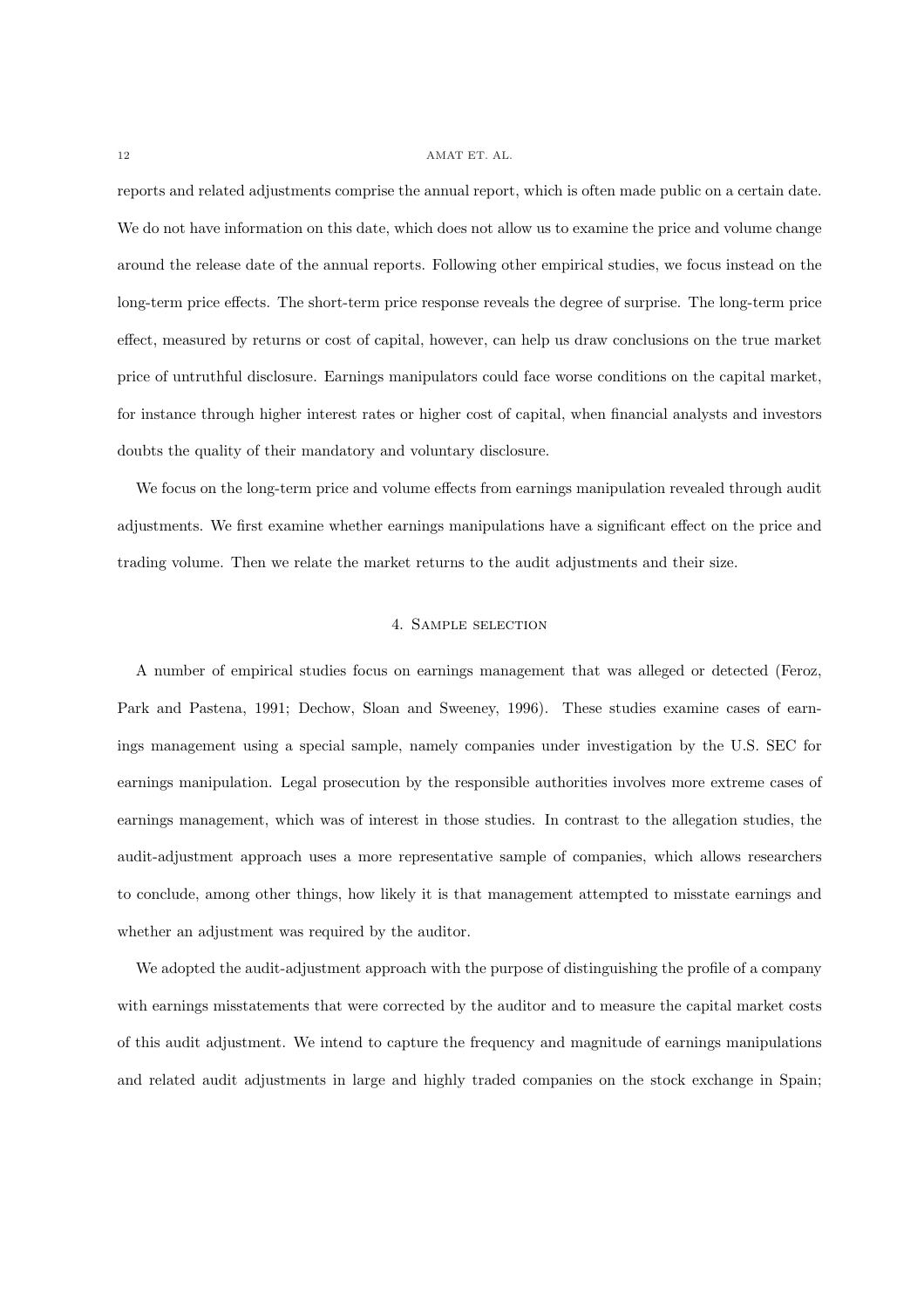reports and related adjustments comprise the annual report, which is often made public on a certain date. We do not have information on this date, which does not allow us to examine the price and volume change around the release date of the annual reports. Following other empirical studies, we focus instead on the long-term price effects. The short-term price response reveals the degree of surprise. The long-term price effect, measured by returns or cost of capital, however, can help us draw conclusions on the true market price of untruthful disclosure. Earnings manipulators could face worse conditions on the capital market, for instance through higher interest rates or higher cost of capital, when financial analysts and investors doubts the quality of their mandatory and voluntary disclosure.

We focus on the long-term price and volume effects from earnings manipulation revealed through audit adjustments. We first examine whether earnings manipulations have a significant effect on the price and trading volume. Then we relate the market returns to the audit adjustments and their size.

## 4. Sample selection

A number of empirical studies focus on earnings management that was alleged or detected (Feroz, Park and Pastena, 1991; Dechow, Sloan and Sweeney, 1996). These studies examine cases of earnings management using a special sample, namely companies under investigation by the U.S. SEC for earnings manipulation. Legal prosecution by the responsible authorities involves more extreme cases of earnings management, which was of interest in those studies. In contrast to the allegation studies, the audit-adjustment approach uses a more representative sample of companies, which allows researchers to conclude, among other things, how likely it is that management attempted to misstate earnings and whether an adjustment was required by the auditor.

We adopted the audit-adjustment approach with the purpose of distinguishing the profile of a company with earnings misstatements that were corrected by the auditor and to measure the capital market costs of this audit adjustment. We intend to capture the frequency and magnitude of earnings manipulations and related audit adjustments in large and highly traded companies on the stock exchange in Spain;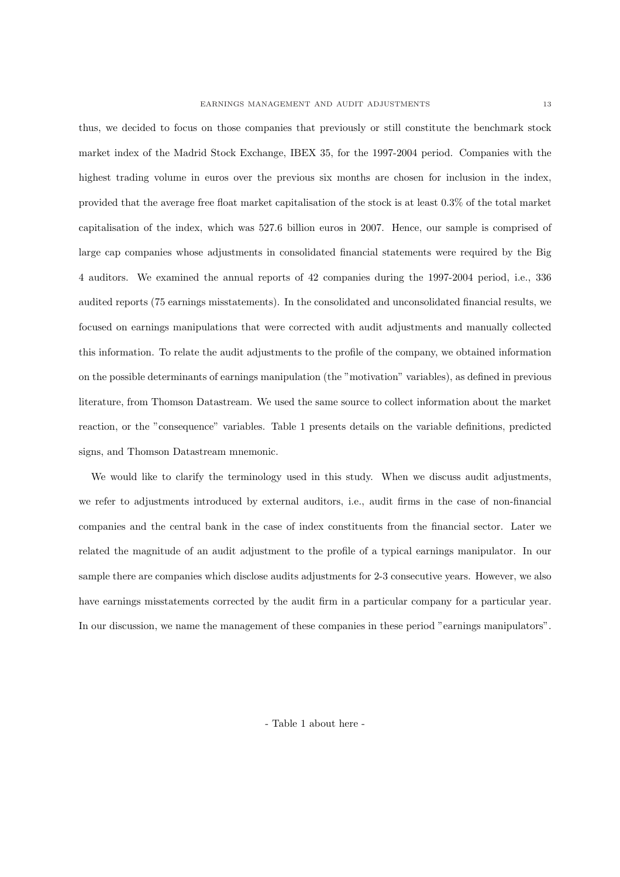thus, we decided to focus on those companies that previously or still constitute the benchmark stock market index of the Madrid Stock Exchange, IBEX 35, for the 1997-2004 period. Companies with the highest trading volume in euros over the previous six months are chosen for inclusion in the index, provided that the average free float market capitalisation of the stock is at least 0.3% of the total market capitalisation of the index, which was 527.6 billion euros in 2007. Hence, our sample is comprised of large cap companies whose adjustments in consolidated financial statements were required by the Big 4 auditors. We examined the annual reports of 42 companies during the 1997-2004 period, i.e., 336 audited reports (75 earnings misstatements). In the consolidated and unconsolidated financial results, we focused on earnings manipulations that were corrected with audit adjustments and manually collected this information. To relate the audit adjustments to the profile of the company, we obtained information on the possible determinants of earnings manipulation (the "motivation" variables), as defined in previous literature, from Thomson Datastream. We used the same source to collect information about the market reaction, or the "consequence" variables. Table 1 presents details on the variable definitions, predicted signs, and Thomson Datastream mnemonic.

We would like to clarify the terminology used in this study. When we discuss audit adjustments, we refer to adjustments introduced by external auditors, i.e., audit firms in the case of non-financial companies and the central bank in the case of index constituents from the financial sector. Later we related the magnitude of an audit adjustment to the profile of a typical earnings manipulator. In our sample there are companies which disclose audits adjustments for 2-3 consecutive years. However, we also have earnings misstatements corrected by the audit firm in a particular company for a particular year. In our discussion, we name the management of these companies in these period "earnings manipulators".

- Table 1 about here -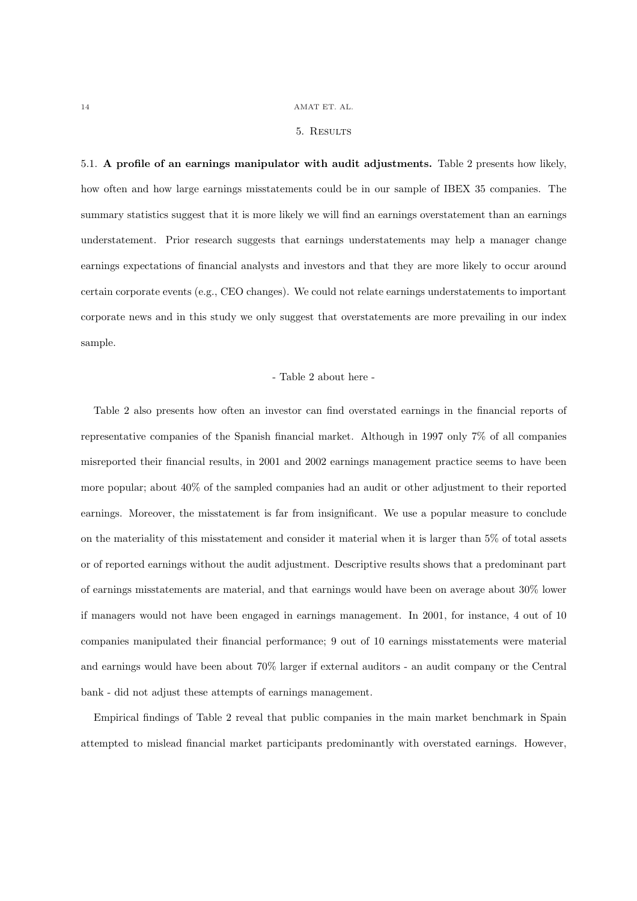## 5. Results

5.1. **A profile of an earnings manipulator with audit adjustments.** Table 2 presents how likely, how often and how large earnings misstatements could be in our sample of IBEX 35 companies. The summary statistics suggest that it is more likely we will find an earnings overstatement than an earnings understatement. Prior research suggests that earnings understatements may help a manager change earnings expectations of financial analysts and investors and that they are more likely to occur around certain corporate events (e.g., CEO changes). We could not relate earnings understatements to important corporate news and in this study we only suggest that overstatements are more prevailing in our index sample.

- Table 2 about here -

Table 2 also presents how often an investor can find overstated earnings in the financial reports of representative companies of the Spanish financial market. Although in 1997 only 7% of all companies misreported their financial results, in 2001 and 2002 earnings management practice seems to have been more popular; about 40% of the sampled companies had an audit or other adjustment to their reported earnings. Moreover, the misstatement is far from insignificant. We use a popular measure to conclude on the materiality of this misstatement and consider it material when it is larger than 5% of total assets or of reported earnings without the audit adjustment. Descriptive results shows that a predominant part of earnings misstatements are material, and that earnings would have been on average about 30% lower if managers would not have been engaged in earnings management. In 2001, for instance, 4 out of 10 companies manipulated their financial performance; 9 out of 10 earnings misstatements were material and earnings would have been about 70% larger if external auditors - an audit company or the Central bank - did not adjust these attempts of earnings management.

Empirical findings of Table 2 reveal that public companies in the main market benchmark in Spain attempted to mislead financial market participants predominantly with overstated earnings. However,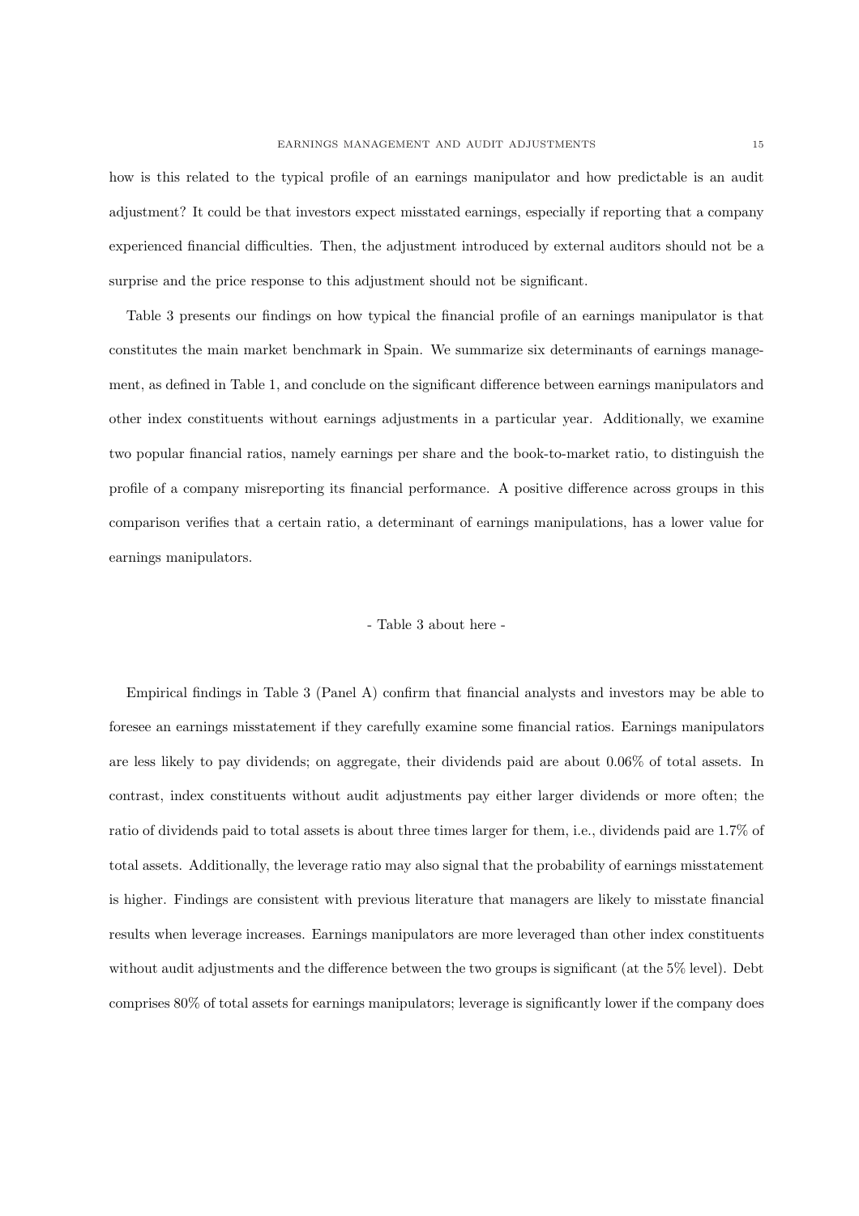how is this related to the typical profile of an earnings manipulator and how predictable is an audit adjustment? It could be that investors expect misstated earnings, especially if reporting that a company experienced financial difficulties. Then, the adjustment introduced by external auditors should not be a surprise and the price response to this adjustment should not be significant.

Table 3 presents our findings on how typical the financial profile of an earnings manipulator is that constitutes the main market benchmark in Spain. We summarize six determinants of earnings management, as defined in Table 1, and conclude on the significant difference between earnings manipulators and other index constituents without earnings adjustments in a particular year. Additionally, we examine two popular financial ratios, namely earnings per share and the book-to-market ratio, to distinguish the profile of a company misreporting its financial performance. A positive difference across groups in this comparison verifies that a certain ratio, a determinant of earnings manipulations, has a lower value for earnings manipulators.

- Table 3 about here -

Empirical findings in Table 3 (Panel A) confirm that financial analysts and investors may be able to foresee an earnings misstatement if they carefully examine some financial ratios. Earnings manipulators are less likely to pay dividends; on aggregate, their dividends paid are about 0.06% of total assets. In contrast, index constituents without audit adjustments pay either larger dividends or more often; the ratio of dividends paid to total assets is about three times larger for them, i.e., dividends paid are 1.7% of total assets. Additionally, the leverage ratio may also signal that the probability of earnings misstatement is higher. Findings are consistent with previous literature that managers are likely to misstate financial results when leverage increases. Earnings manipulators are more leveraged than other index constituents without audit adjustments and the difference between the two groups is significant (at the 5% level). Debt comprises 80% of total assets for earnings manipulators; leverage is significantly lower if the company does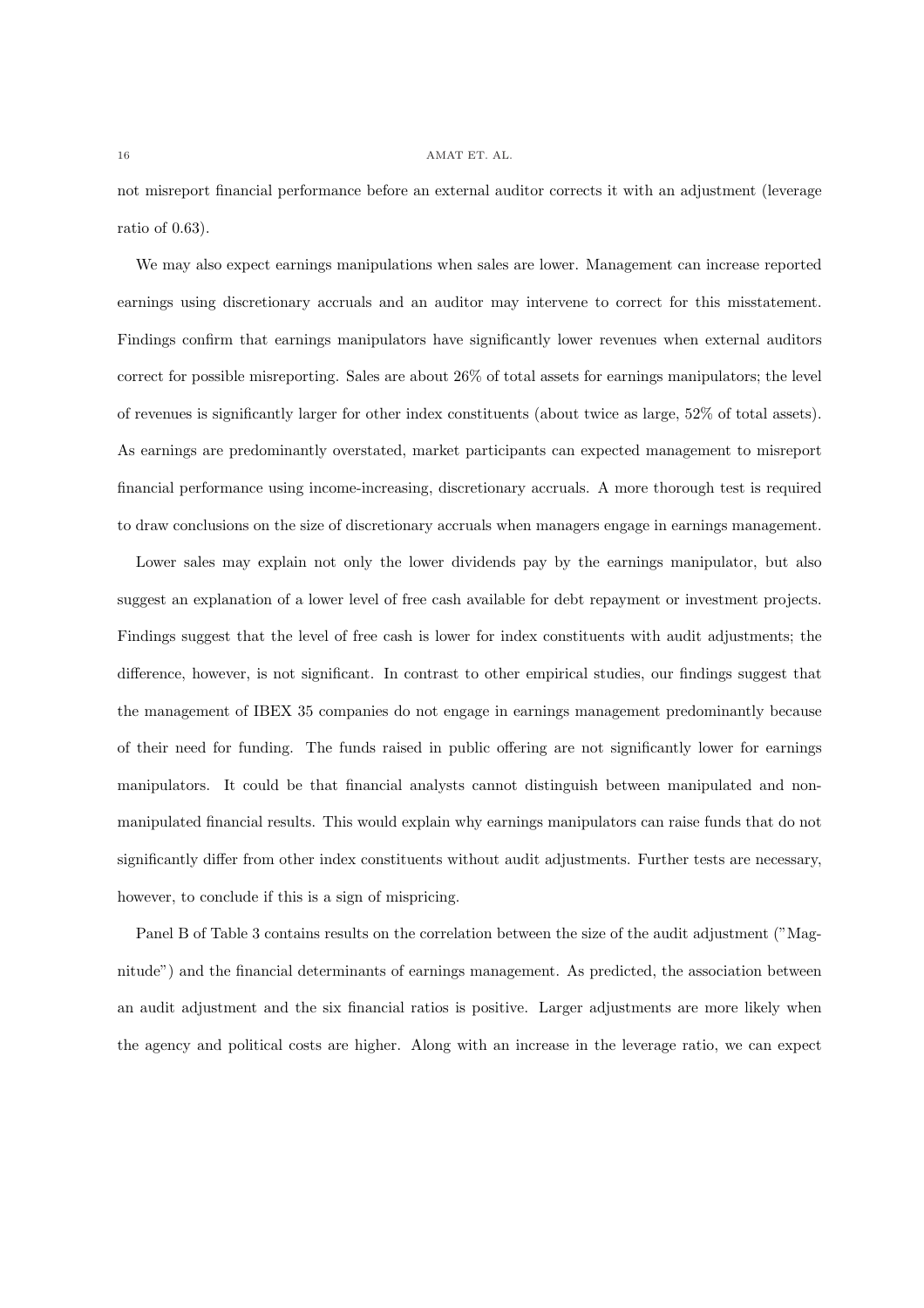not misreport financial performance before an external auditor corrects it with an adjustment (leverage ratio of 0.63).

We may also expect earnings manipulations when sales are lower. Management can increase reported earnings using discretionary accruals and an auditor may intervene to correct for this misstatement. Findings confirm that earnings manipulators have significantly lower revenues when external auditors correct for possible misreporting. Sales are about 26% of total assets for earnings manipulators; the level of revenues is significantly larger for other index constituents (about twice as large, 52% of total assets). As earnings are predominantly overstated, market participants can expected management to misreport financial performance using income-increasing, discretionary accruals. A more thorough test is required to draw conclusions on the size of discretionary accruals when managers engage in earnings management.

Lower sales may explain not only the lower dividends pay by the earnings manipulator, but also suggest an explanation of a lower level of free cash available for debt repayment or investment projects. Findings suggest that the level of free cash is lower for index constituents with audit adjustments; the difference, however, is not significant. In contrast to other empirical studies, our findings suggest that the management of IBEX 35 companies do not engage in earnings management predominantly because of their need for funding. The funds raised in public offering are not significantly lower for earnings manipulators. It could be that financial analysts cannot distinguish between manipulated and non-manipulated financial results. This would explain why earnings manipulators can raise funds that do not significantly differ from other index constituents without audit adjustments. Further tests are necessary, however, to conclude if this is a sign of mispricing.

Panel B of Table 3 contains results on the correlation between the size of the audit adjustment ("Magnitude") and the financial determinants of earnings management. As predicted, the association between an audit adjustment and the six financial ratios is positive. Larger adjustments are more likely when the agency and political costs are higher. Along with an increase in the leverage ratio, we can expect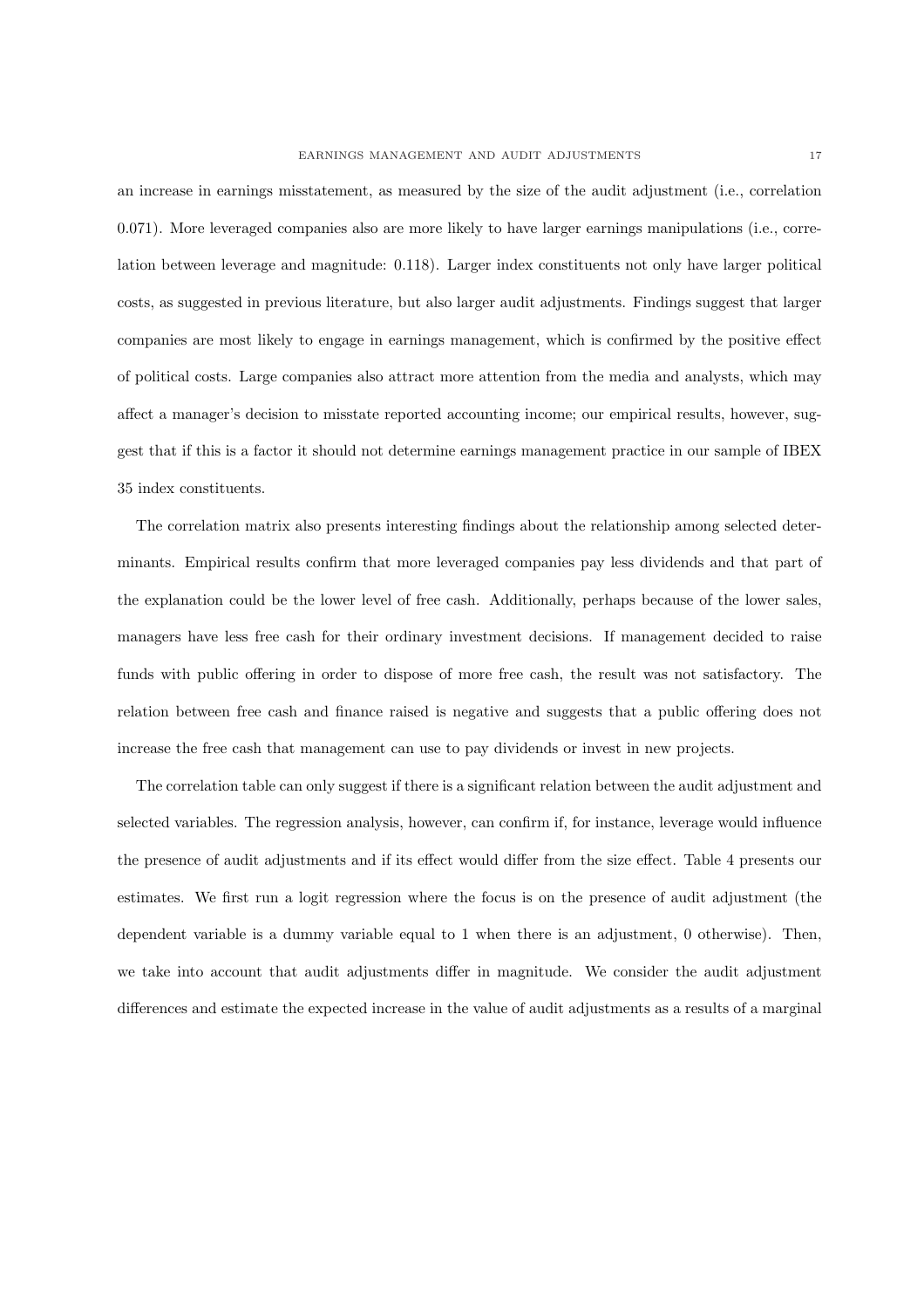an increase in earnings misstatement, as measured by the size of the audit adjustment (i.e., correlation 0.071). More leveraged companies also are more likely to have larger earnings manipulations (i.e., correlation between leverage and magnitude: 0.118). Larger index constituents not only have larger political costs, as suggested in previous literature, but also larger audit adjustments. Findings suggest that larger companies are most likely to engage in earnings management, which is confirmed by the positive effect of political costs. Large companies also attract more attention from the media and analysts, which may affect a manager's decision to misstate reported accounting income; our empirical results, however, suggest that if this is a factor it should not determine earnings management practice in our sample of IBEX 35 index constituents.

The correlation matrix also presents interesting findings about the relationship among selected determinants. Empirical results confirm that more leveraged companies pay less dividends and that part of the explanation could be the lower level of free cash. Additionally, perhaps because of the lower sales, managers have less free cash for their ordinary investment decisions. If management decided to raise funds with public offering in order to dispose of more free cash, the result was not satisfactory. The relation between free cash and finance raised is negative and suggests that a public offering does not increase the free cash that management can use to pay dividends or invest in new projects.

The correlation table can only suggest if there is a significant relation between the audit adjustment and selected variables. The regression analysis, however, can confirm if, for instance, leverage would influence the presence of audit adjustments and if its effect would differ from the size effect. Table 4 presents our estimates. We first run a logit regression where the focus is on the presence of audit adjustment (the dependent variable is a dummy variable equal to 1 when there is an adjustment, 0 otherwise). Then, we take into account that audit adjustments differ in magnitude. We consider the audit adjustment differences and estimate the expected increase in the value of audit adjustments as a results of a marginal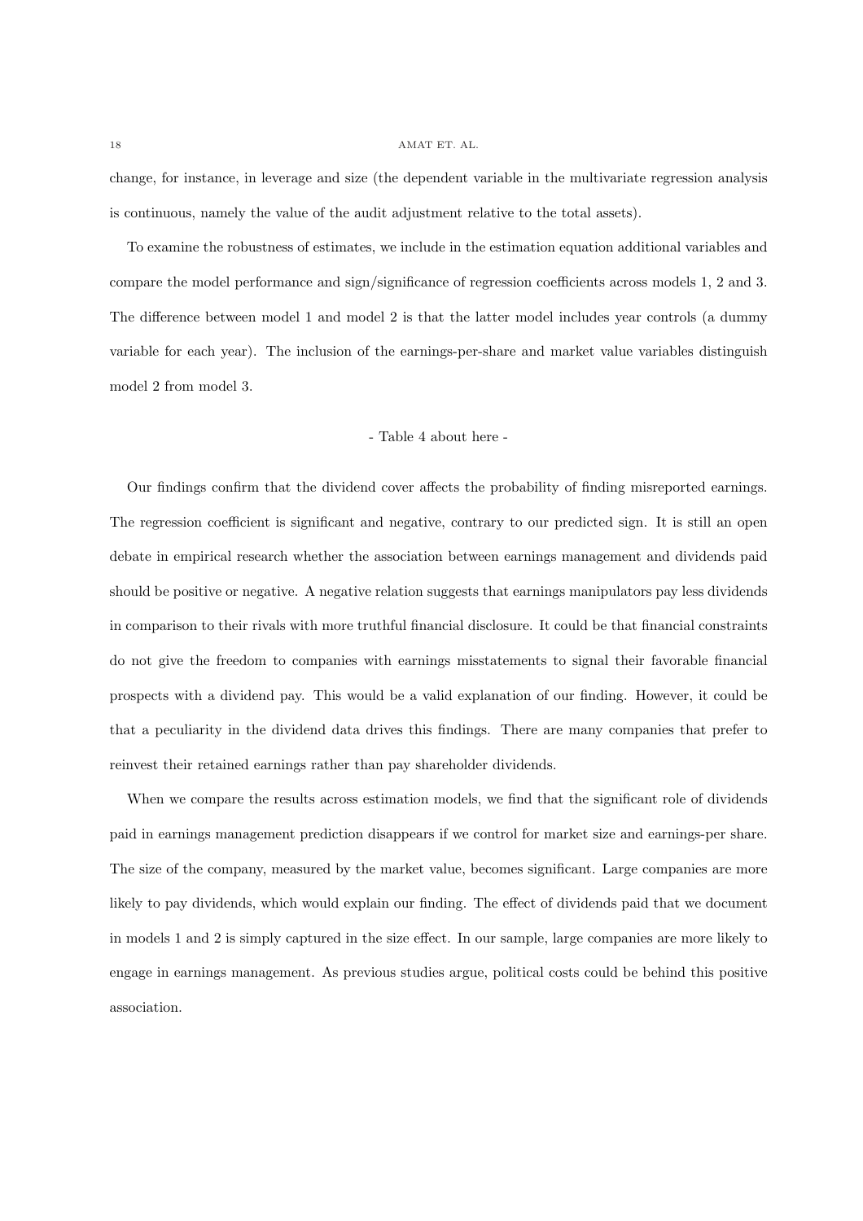change, for instance, in leverage and size (the dependent variable in the multivariate regression analysis is continuous, namely the value of the audit adjustment relative to the total assets).

To examine the robustness of estimates, we include in the estimation equation additional variables and compare the model performance and sign/significance of regression coefficients across models 1, 2 and 3. The difference between model 1 and model 2 is that the latter model includes year controls (a dummy variable for each year). The inclusion of the earnings-per-share and market value variables distinguish model 2 from model 3.

- Table 4 about here -

Our findings confirm that the dividend cover affects the probability of finding misreported earnings. The regression coefficient is significant and negative, contrary to our predicted sign. It is still an open debate in empirical research whether the association between earnings management and dividends paid should be positive or negative. A negative relation suggests that earnings manipulators pay less dividends in comparison to their rivals with more truthful financial disclosure. It could be that financial constraints do not give the freedom to companies with earnings misstatements to signal their favorable financial prospects with a dividend pay. This would be a valid explanation of our finding. However, it could be that a peculiarity in the dividend data drives this findings. There are many companies that prefer to reinvest their retained earnings rather than pay shareholder dividends.

When we compare the results across estimation models, we find that the significant role of dividends paid in earnings management prediction disappears if we control for market size and earnings-per share. The size of the company, measured by the market value, becomes significant. Large companies are more likely to pay dividends, which would explain our finding. The effect of dividends paid that we document in models 1 and 2 is simply captured in the size effect. In our sample, large companies are more likely to engage in earnings management. As previous studies argue, political costs could be behind this positive association.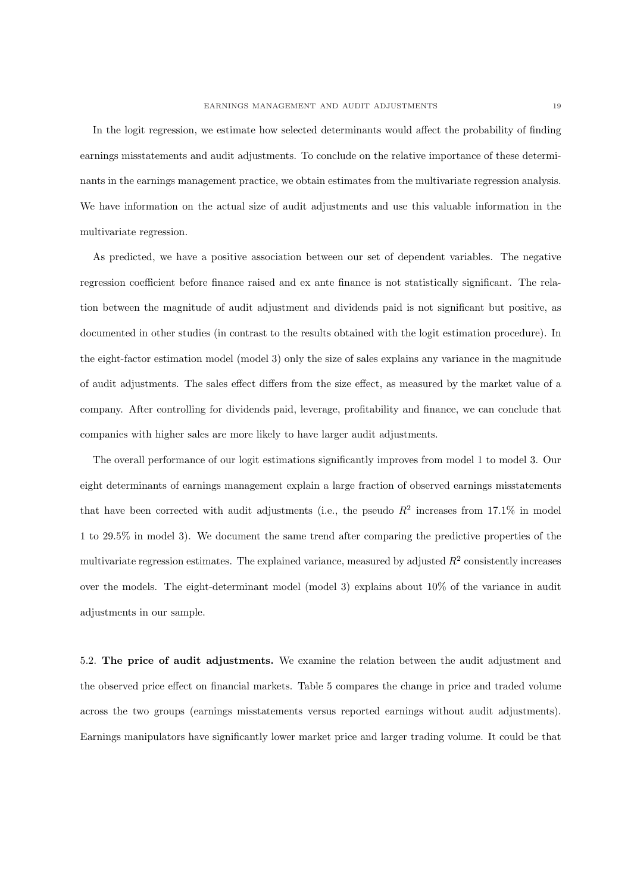In the logit regression, we estimate how selected determinants would affect the probability of finding earnings misstatements and audit adjustments. To conclude on the relative importance of these determinants in the earnings management practice, we obtain estimates from the multivariate regression analysis. We have information on the actual size of audit adjustments and use this valuable information in the multivariate regression.

As predicted, we have a positive association between our set of dependent variables. The negative regression coefficient before finance raised and ex ante finance is not statistically significant. The relation between the magnitude of audit adjustment and dividends paid is not significant but positive, as documented in other studies (in contrast to the results obtained with the logit estimation procedure). In the eight-factor estimation model (model 3) only the size of sales explains any variance in the magnitude of audit adjustments. The sales effect differs from the size effect, as measured by the market value of a company. After controlling for dividends paid, leverage, profitability and finance, we can conclude that companies with higher sales are more likely to have larger audit adjustments.

The overall performance of our logit estimations significantly improves from model 1 to model 3. Our eight determinants of earnings management explain a large fraction of observed earnings misstatements that have been corrected with audit adjustments (i.e., the pseudo $R^2$ increases from 17.1% in model 1 to 29.5% in model 3). We document the same trend after comparing the predictive properties of the multivariate regression estimates. The explained variance, measured by adjusted $R^2$ consistently increases over the models. The eight-determinant model (model 3) explains about 10% of the variance in audit adjustments in our sample.

5.2. **The price of audit adjustments.** We examine the relation between the audit adjustment and the observed price effect on financial markets. Table 5 compares the change in price and traded volume across the two groups (earnings misstatements versus reported earnings without audit adjustments). Earnings manipulators have significantly lower market price and larger trading volume. It could be that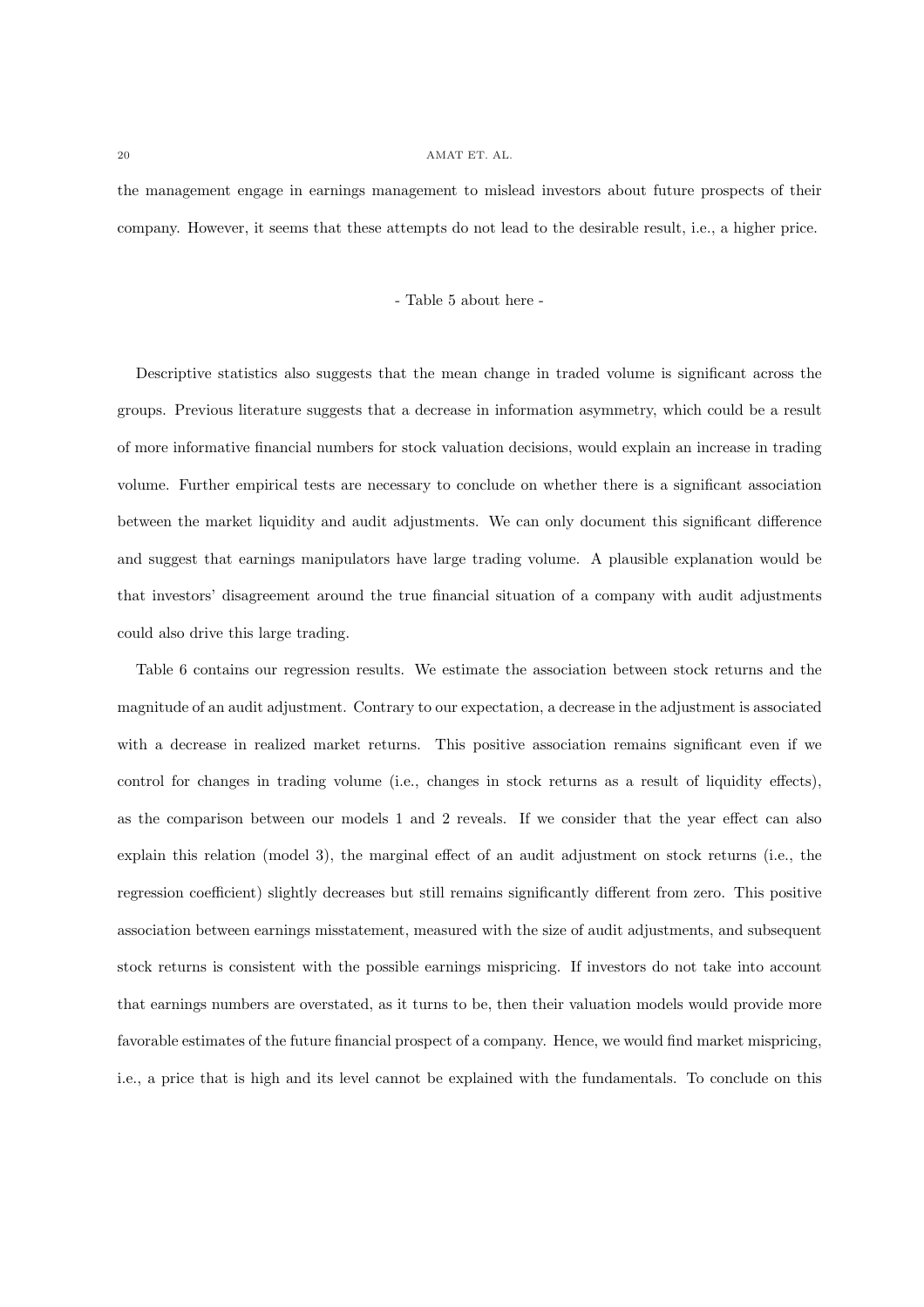the management engage in earnings management to mislead investors about future prospects of their company. However, it seems that these attempts do not lead to the desirable result, i.e., a higher price.

- Table 5 about here -

Descriptive statistics also suggests that the mean change in traded volume is significant across the groups. Previous literature suggests that a decrease in information asymmetry, which could be a result of more informative financial numbers for stock valuation decisions, would explain an increase in trading volume. Further empirical tests are necessary to conclude on whether there is a significant association between the market liquidity and audit adjustments. We can only document this significant difference and suggest that earnings manipulators have large trading volume. A plausible explanation would be that investors' disagreement around the true financial situation of a company with audit adjustments could also drive this large trading.

Table 6 contains our regression results. We estimate the association between stock returns and the magnitude of an audit adjustment. Contrary to our expectation, a decrease in the adjustment is associated with a decrease in realized market returns. This positive association remains significant even if we control for changes in trading volume (i.e., changes in stock returns as a result of liquidity effects), as the comparison between our models 1 and 2 reveals. If we consider that the year effect can also explain this relation (model 3), the marginal effect of an audit adjustment on stock returns (i.e., the regression coefficient) slightly decreases but still remains significantly different from zero. This positive association between earnings misstatement, measured with the size of audit adjustments, and subsequent stock returns is consistent with the possible earnings mispricing. If investors do not take into account that earnings numbers are overstated, as it turns to be, then their valuation models would provide more favorable estimates of the future financial prospect of a company. Hence, we would find market mispricing, i.e., a price that is high and its level cannot be explained with the fundamentals. To conclude on this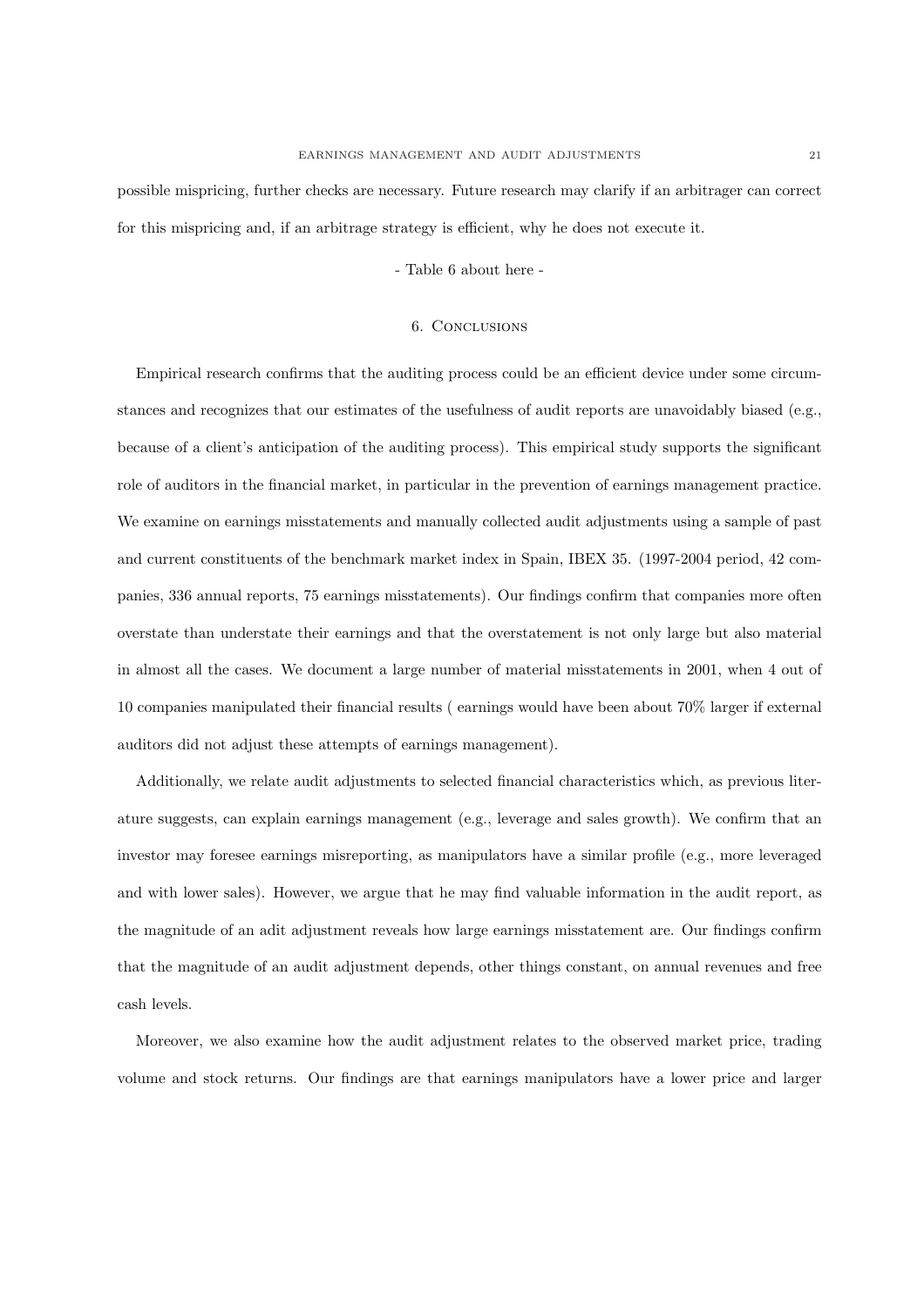possible mispricing, further checks are necessary. Future research may clarify if an arbitrager can correct for this mispricing and, if an arbitrage strategy is efficient, why he does not execute it.

- Table 6 about here -

## 6. Conclusions

Empirical research confirms that the auditing process could be an efficient device under some circumstances and recognizes that our estimates of the usefulness of audit reports are unavoidably biased (e.g., because of a client's anticipation of the auditing process). This empirical study supports the significant role of auditors in the financial market, in particular in the prevention of earnings management practice. We examine on earnings misstatements and manually collected audit adjustments using a sample of past and current constituents of the benchmark market index in Spain, IBEX 35. (1997-2004 period, 42 companies, 336 annual reports, 75 earnings misstatements). Our findings confirm that companies more often overstate than understate their earnings and that the overstatement is not only large but also material in almost all the cases. We document a large number of material misstatements in 2001, when 4 out of 10 companies manipulated their financial results ( earnings would have been about 70% larger if external auditors did not adjust these attempts of earnings management).

Additionally, we relate audit adjustments to selected financial characteristics which, as previous literature suggests, can explain earnings management (e.g., leverage and sales growth). We confirm that an investor may foresee earnings misreporting, as manipulators have a similar profile (e.g., more leveraged and with lower sales). However, we argue that he may find valuable information in the audit report, as the magnitude of an adit adjustment reveals how large earnings misstatement are. Our findings confirm that the magnitude of an audit adjustment depends, other things constant, on annual revenues and free cash levels.

Moreover, we also examine how the audit adjustment relates to the observed market price, trading volume and stock returns. Our findings are that earnings manipulators have a lower price and larger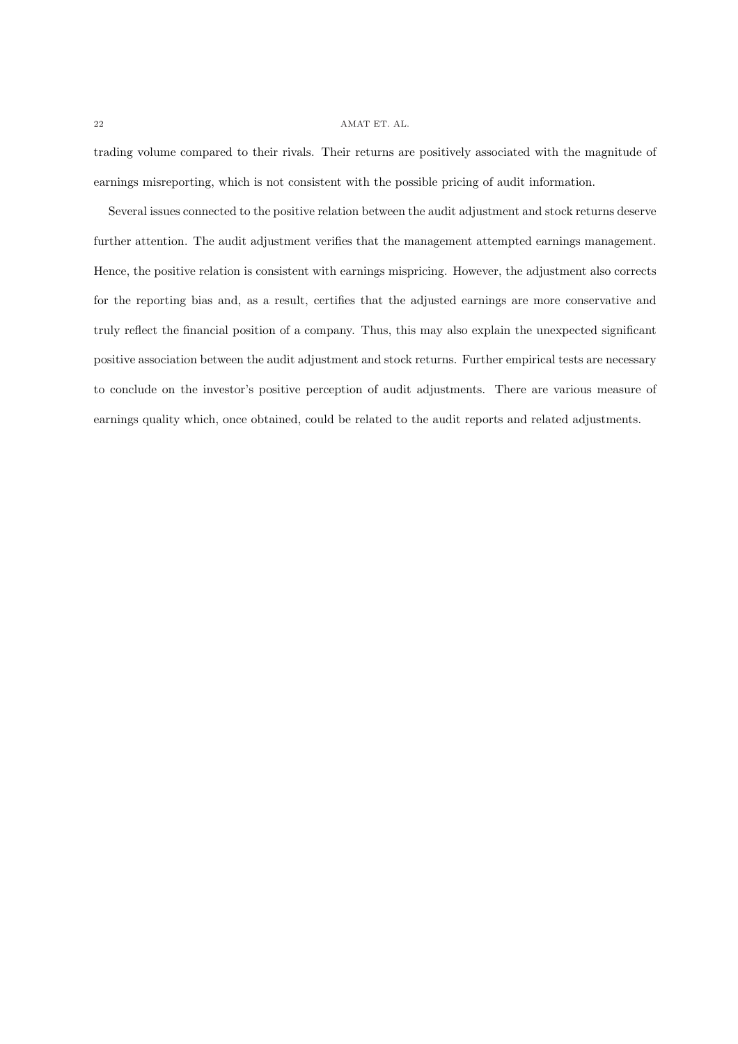trading volume compared to their rivals. Their returns are positively associated with the magnitude of earnings misreporting, which is not consistent with the possible pricing of audit information.

Several issues connected to the positive relation between the audit adjustment and stock returns deserve further attention. The audit adjustment verifies that the management attempted earnings management. Hence, the positive relation is consistent with earnings mispricing. However, the adjustment also corrects for the reporting bias and, as a result, certifies that the adjusted earnings are more conservative and truly reflect the financial position of a company. Thus, this may also explain the unexpected significant positive association between the audit adjustment and stock returns. Further empirical tests are necessary to conclude on the investor's positive perception of audit adjustments. There are various measure of earnings quality which, once obtained, could be related to the audit reports and related adjustments.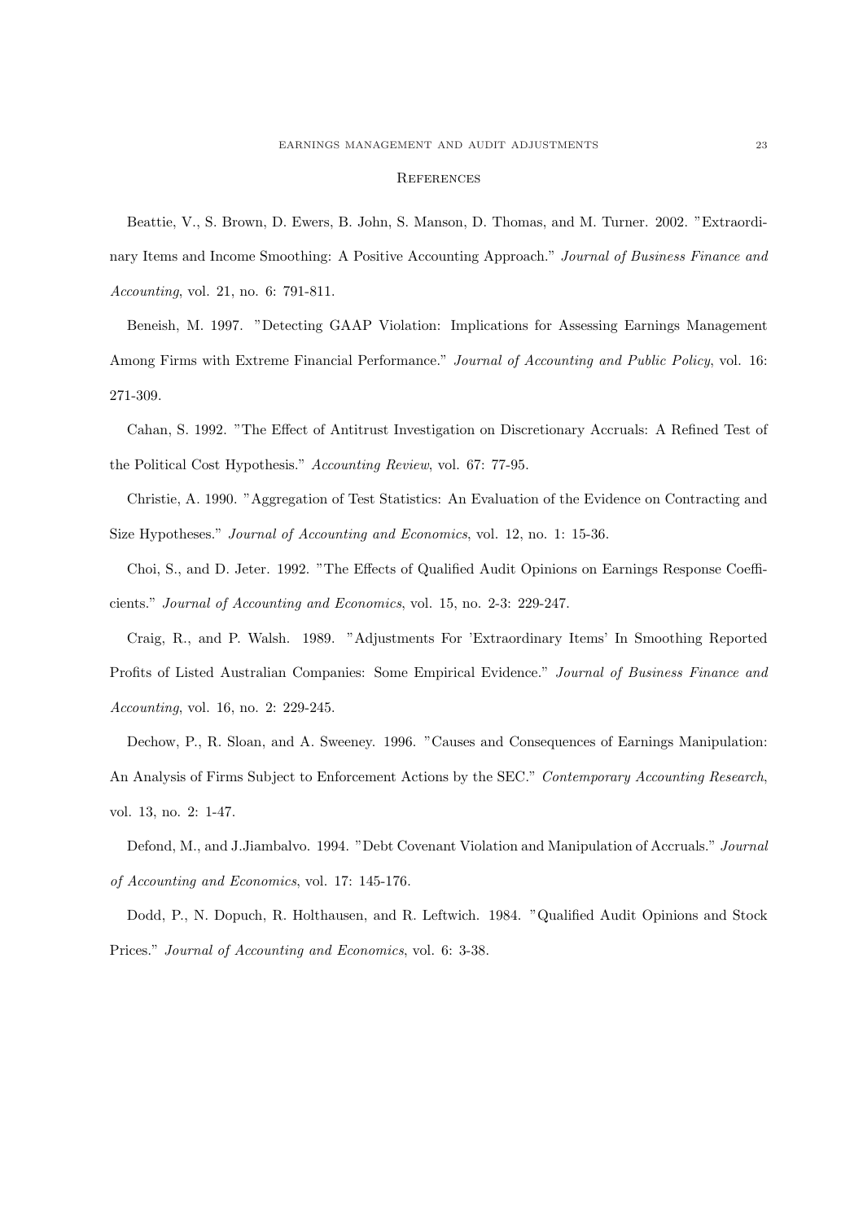# References

Beattie, V., S. Brown, D. Ewers, B. John, S. Manson, D. Thomas, and M. Turner. 2002. "Extraordinary Items and Income Smoothing: A Positive Accounting Approach." *Journal of Business Finance and Accounting*, vol. 21, no. 6: 791-811.

Beneish, M. 1997. "Detecting GAAP Violation: Implications for Assessing Earnings Management Among Firms with Extreme Financial Performance." *Journal of Accounting and Public Policy*, vol. 16: 271-309.

Cahan, S. 1992. "The Effect of Antitrust Investigation on Discretionary Accruals: A Refined Test of the Political Cost Hypothesis." *Accounting Review*, vol. 67: 77-95.

Christie, A. 1990. "Aggregation of Test Statistics: An Evaluation of the Evidence on Contracting and Size Hypotheses." *Journal of Accounting and Economics*, vol. 12, no. 1: 15-36.

Choi, S., and D. Jeter. 1992. "The Effects of Qualified Audit Opinions on Earnings Response Coefficients." *Journal of Accounting and Economics*, vol. 15, no. 2-3: 229-247.

Craig, R., and P. Walsh. 1989. "Adjustments For 'Extraordinary Items' In Smoothing Reported Profits of Listed Australian Companies: Some Empirical Evidence." *Journal of Business Finance and Accounting*, vol. 16, no. 2: 229-245.

Dechow, P., R. Sloan, and A. Sweeney. 1996. "Causes and Consequences of Earnings Manipulation: An Analysis of Firms Subject to Enforcement Actions by the SEC." *Contemporary Accounting Research*, vol. 13, no. 2: 1-47.

Defond, M., and J.Jiambalvo. 1994. "Debt Covenant Violation and Manipulation of Accruals." *Journal of Accounting and Economics*, vol. 17: 145-176.

Dodd, P., N. Dopuch, R. Holthausen, and R. Leftwich. 1984. "Qualified Audit Opinions and Stock Prices." *Journal of Accounting and Economics*, vol. 6: 3-38.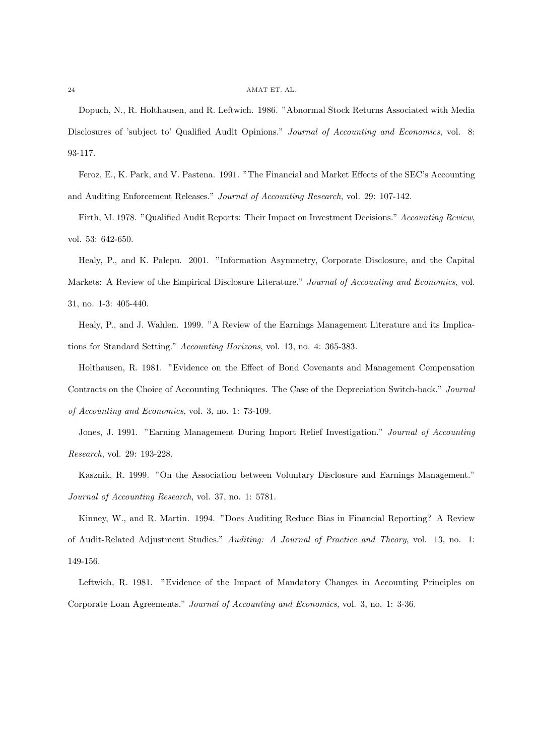Dopuch, N., R. Holthausen, and R. Leftwich. 1986. "Abnormal Stock Returns Associated with Media Disclosures of 'subject to' Qualified Audit Opinions." *Journal of Accounting and Economics*, vol. 8: 93-117.

Feroz, E., K. Park, and V. Pastena. 1991. "The Financial and Market Effects of the SEC's Accounting and Auditing Enforcement Releases." *Journal of Accounting Research*, vol. 29: 107-142.

Firth, M. 1978. "Qualified Audit Reports: Their Impact on Investment Decisions." *Accounting Review*, vol. 53: 642-650.

Healy, P., and K. Palepu. 2001. "Information Asymmetry, Corporate Disclosure, and the Capital Markets: A Review of the Empirical Disclosure Literature." *Journal of Accounting and Economics*, vol. 31, no. 1-3: 405-440.

Healy, P., and J. Wahlen. 1999. "A Review of the Earnings Management Literature and its Implications for Standard Setting." *Accounting Horizons*, vol. 13, no. 4: 365-383.

Holthausen, R. 1981. "Evidence on the Effect of Bond Covenants and Management Compensation Contracts on the Choice of Accounting Techniques. The Case of the Depreciation Switch-back." *Journal of Accounting and Economics*, vol. 3, no. 1: 73-109.

Jones, J. 1991. "Earning Management During Import Relief Investigation." *Journal of Accounting Research*, vol. 29: 193-228.

Kasznik, R. 1999. "On the Association between Voluntary Disclosure and Earnings Management." *Journal of Accounting Research*, vol. 37, no. 1: 5781.

Kinney, W., and R. Martin. 1994. "Does Auditing Reduce Bias in Financial Reporting? A Review of Audit-Related Adjustment Studies." *Auditing: A Journal of Practice and Theory*, vol. 13, no. 1: 149-156.

Leftwich, R. 1981. "Evidence of the Impact of Mandatory Changes in Accounting Principles on Corporate Loan Agreements." *Journal of Accounting and Economics*, vol. 3, no. 1: 3-36.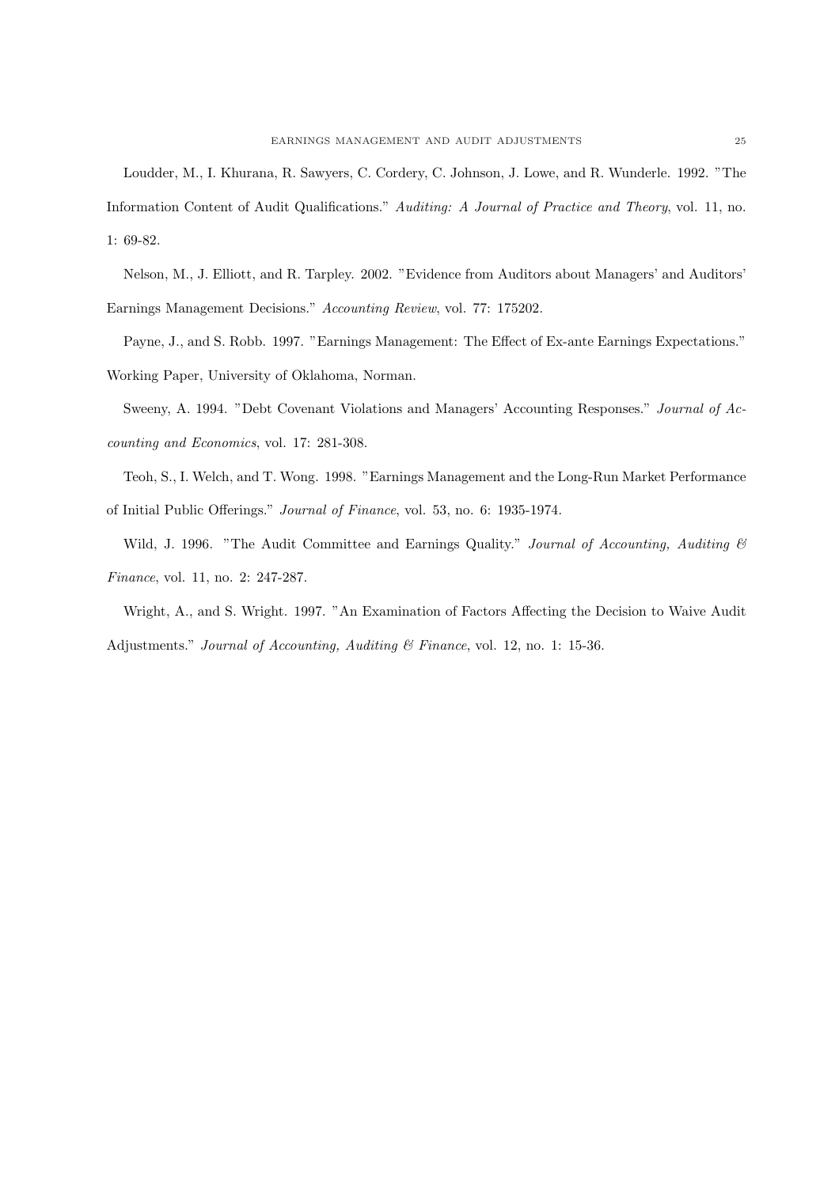Loudder, M., I. Khurana, R. Sawyers, C. Cordery, C. Johnson, J. Lowe, and R. Wunderle. 1992. "The Information Content of Audit Qualifications." *Auditing: A Journal of Practice and Theory*, vol. 11, no. 1: 69-82.

Nelson, M., J. Elliott, and R. Tarpley. 2002. "Evidence from Auditors about Managers' and Auditors' Earnings Management Decisions." *Accounting Review*, vol. 77: 175202.

Payne, J., and S. Robb. 1997. "Earnings Management: The Effect of Ex-ante Earnings Expectations." Working Paper, University of Oklahoma, Norman.

Sweeny, A. 1994. "Debt Covenant Violations and Managers' Accounting Responses." *Journal of Accounting and Economics*, vol. 17: 281-308.

Teoh, S., I. Welch, and T. Wong. 1998. "Earnings Management and the Long-Run Market Performance of Initial Public Offerings." *Journal of Finance*, vol. 53, no. 6: 1935-1974.

Wild, J. 1996. "The Audit Committee and Earnings Quality." *Journal of Accounting, Auditing & Finance*, vol. 11, no. 2: 247-287.

Wright, A., and S. Wright. 1997. "An Examination of Factors Affecting the Decision to Waive Audit Adjustments." *Journal of Accounting, Auditing & Finance*, vol. 12, no. 1: 15-36.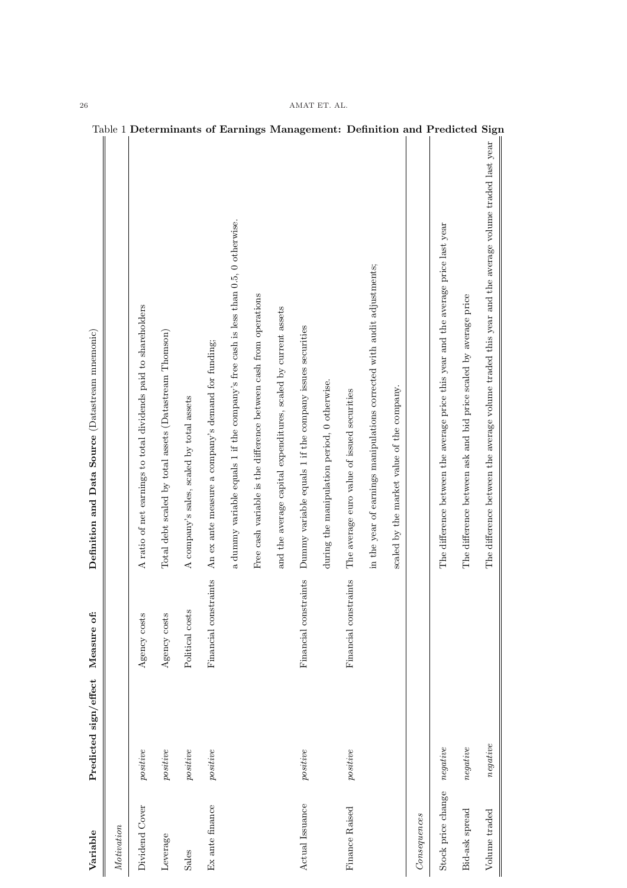Table 1 **Determinants of Earnings Management: Definition and Predicted Sign**

| **Variable** | **Predicted sign/effect** | **Measure of:** | **Definition and Data Source** (Datastream mnemonic) |
|---|---|---|---|
| *Motivation* | | | |
| Dividend Cover | *positive* | Agency costs | A ratio of net earnings to total dividends paid to shareholders |
| Leverage | *positive* | Agency costs | Total debt scaled by total assets (Datastream Thomson) |
| Sales | *positive* | Political costs | A company's sales, scaled by total assets |
| Ex ante finance | *positive* | Financial constraints | An ex ante measure a company's demand for funding; a dummy variable equals 1 if the company's free cash is less than 0.5, 0 otherwise. Free cash variable is the difference between cash from operations and the average capital expenditures, scaled by current assets |
| Actual Issuance | *positive* | Financial constraints | Dummy variable equals 1 if the company issues securities during the manipulation period, 0 otherwise. |
| Finance Raised | *positive* | Financial constraints | The average euro value of issued securities in the year of earnings manipulations corrected with audit adjustments; scaled by the market value of the company. |
| *Consequences* | | | |
| Stock price change | *negative* | | The difference between the average price this year and the average price last year |
| Bid-ask spread | *negative* | | The difference between ask and bid price scaled by average price |
| Volume traded | *negative* | | The difference between the average volume traded this year and the average volume traded last year |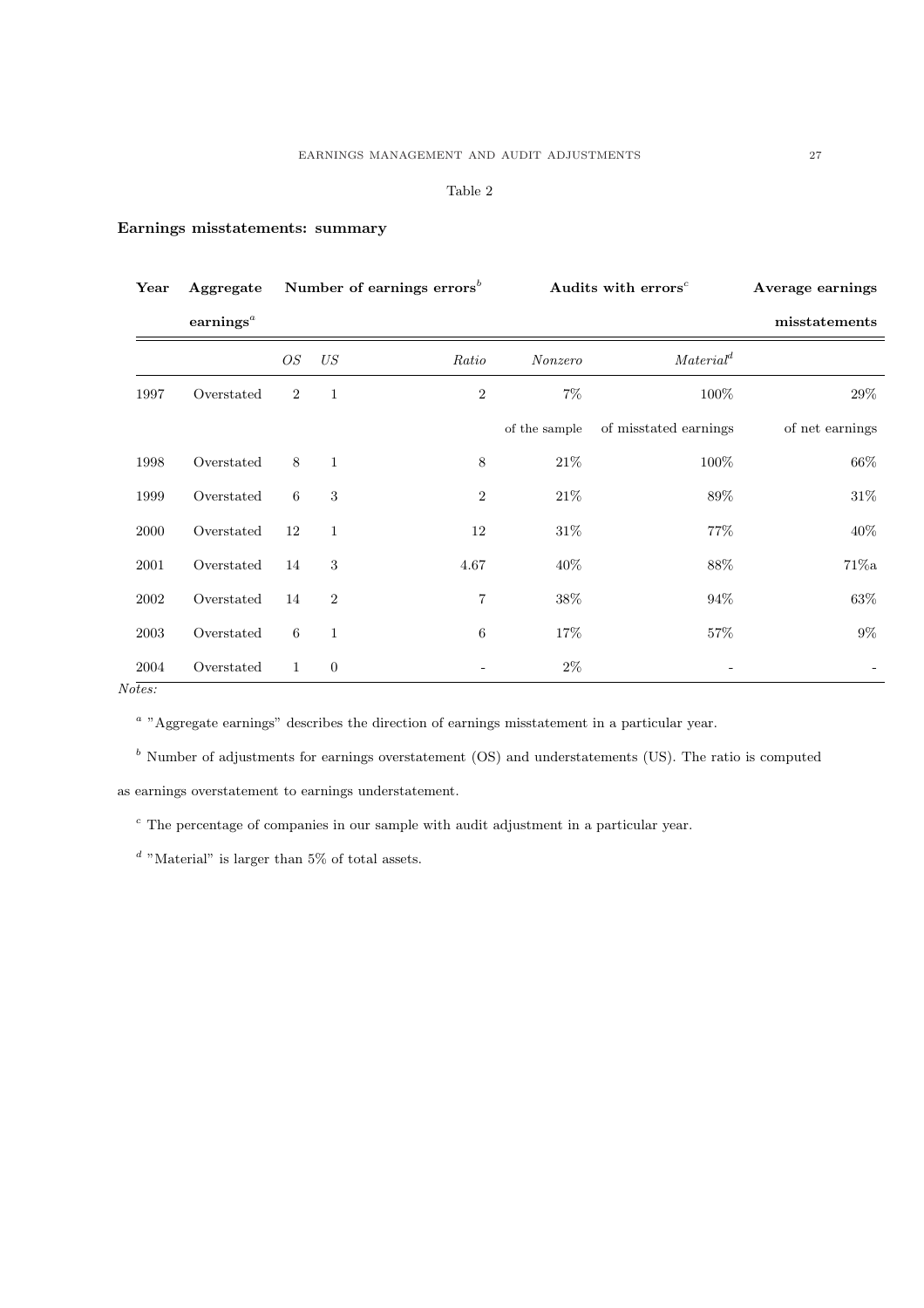Table 2

**Earnings misstatements: summary**

| Year | Aggregate earnings[a] | Number of earnings errors[b] | | | Audits with errors[c] | | Average earnings misstatements |
|---|---|---|---|---|---|---|---|
| | | *OS* | *US* | *Ratio* | *Nonzero* | *Material*[d] | |
| 1997 | Overstated | 2 | 1 | 2 | 7% | 100% | 29% |
| | | | | | of the sample | of misstated earnings | of net earnings |
| 1998 | Overstated | 8 | 1 | 8 | 21% | 100% | 66% |
| 1999 | Overstated | 6 | 3 | 2 | 21% | 89% | 31% |
| 2000 | Overstated | 12 | 1 | 12 | 31% | 77% | 40% |
| 2001 | Overstated | 14 | 3 | 4.67 | 40% | 88% | 71%a |
| 2002 | Overstated | 14 | 2 | 7 | 38% | 94% | 63% |
| 2003 | Overstated | 6 | 1 | 6 | 17% | 57% | 9% |
| 2004 | Overstated | 1 | 0 | - | 2% | - | - |

*Notes:*

[a] "Aggregate earnings" describes the direction of earnings misstatement in a particular year.

[b] Number of adjustments for earnings overstatement (OS) and understatements (US). The ratio is computed as earnings overstatement to earnings understatement.

[c] The percentage of companies in our sample with audit adjustment in a particular year.

[d] "Material" is larger than 5% of total assets.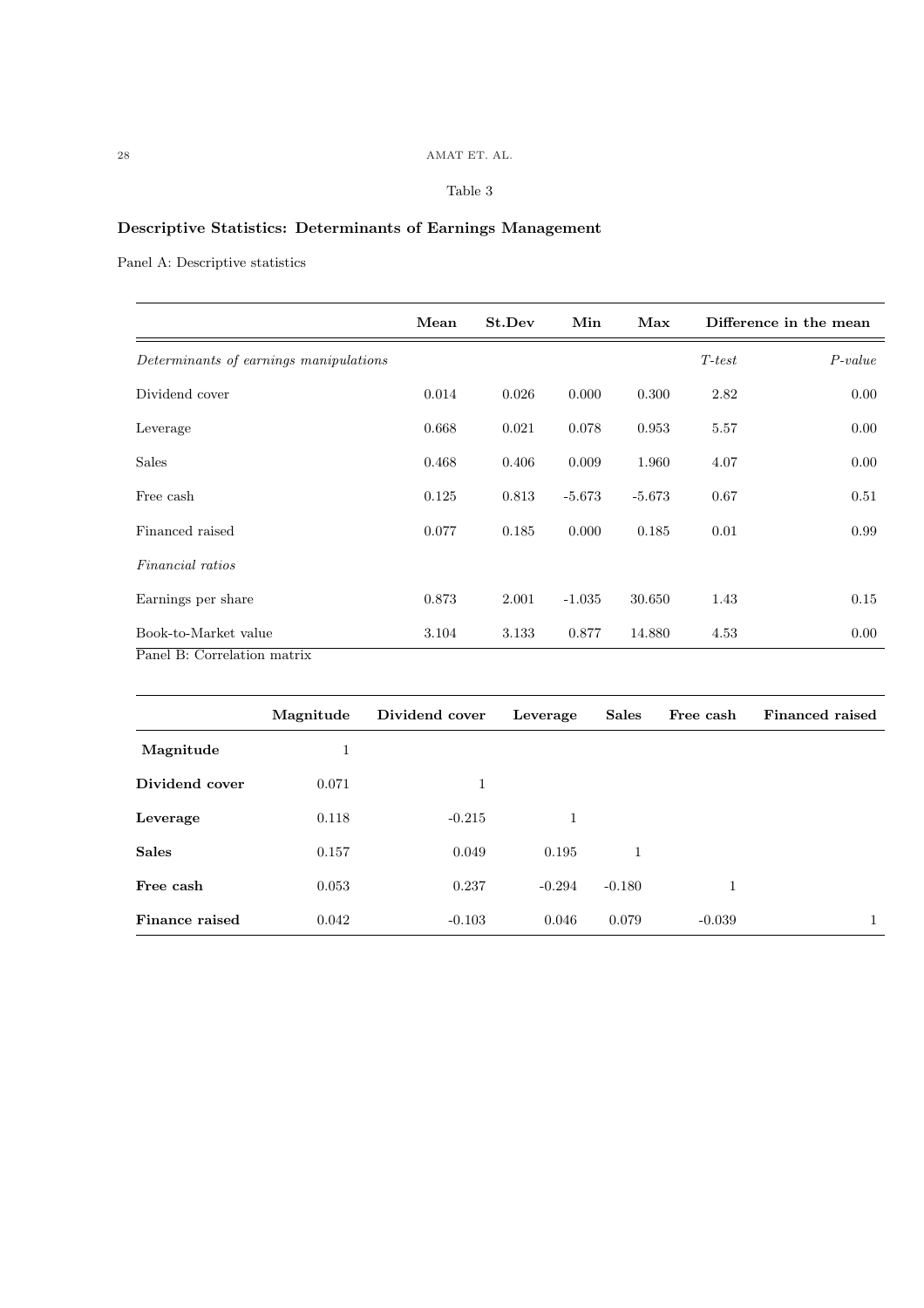Table 3

## Descriptive Statistics: Determinants of Earnings Management

Panel A: Descriptive statistics

| | Mean | St.Dev | Min | Max | Difference in the mean | |
|---|---|---|---|---|---|---|
| *Determinants of earnings manipulations* | | | | | *T-test* | *P-value* |
| Dividend cover | 0.014 | 0.026 | 0.000 | 0.300 | 2.82 | 0.00 |
| Leverage | 0.668 | 0.021 | 0.078 | 0.953 | 5.57 | 0.00 |
| Sales | 0.468 | 0.406 | 0.009 | 1.960 | 4.07 | 0.00 |
| Free cash | 0.125 | 0.813 | -5.673 | -5.673 | 0.67 | 0.51 |
| Financed raised | 0.077 | 0.185 | 0.000 | 0.185 | 0.01 | 0.99 |
| *Financial ratios* | | | | | | |
| Earnings per share | 0.873 | 2.001 | -1.035 | 30.650 | 1.43 | 0.15 |
| Book-to-Market value | 3.104 | 3.133 | 0.877 | 14.880 | 4.53 | 0.00 |

Panel B: Correlation matrix

| | Magnitude | Dividend cover | Leverage | Sales | Free cash | Financed raised |
|---|---|---|---|---|---|---|
| **Magnitude** | 1 | | | | | |
| **Dividend cover** | 0.071 | 1 | | | | |
| **Leverage** | 0.118 | -0.215 | 1 | | | |
| **Sales** | 0.157 | 0.049 | 0.195 | 1 | | |
| **Free cash** | 0.053 | 0.237 | -0.294 | -0.180 | 1 | |
| **Finance raised** | 0.042 | -0.103 | 0.046 | 0.079 | -0.039 | 1 |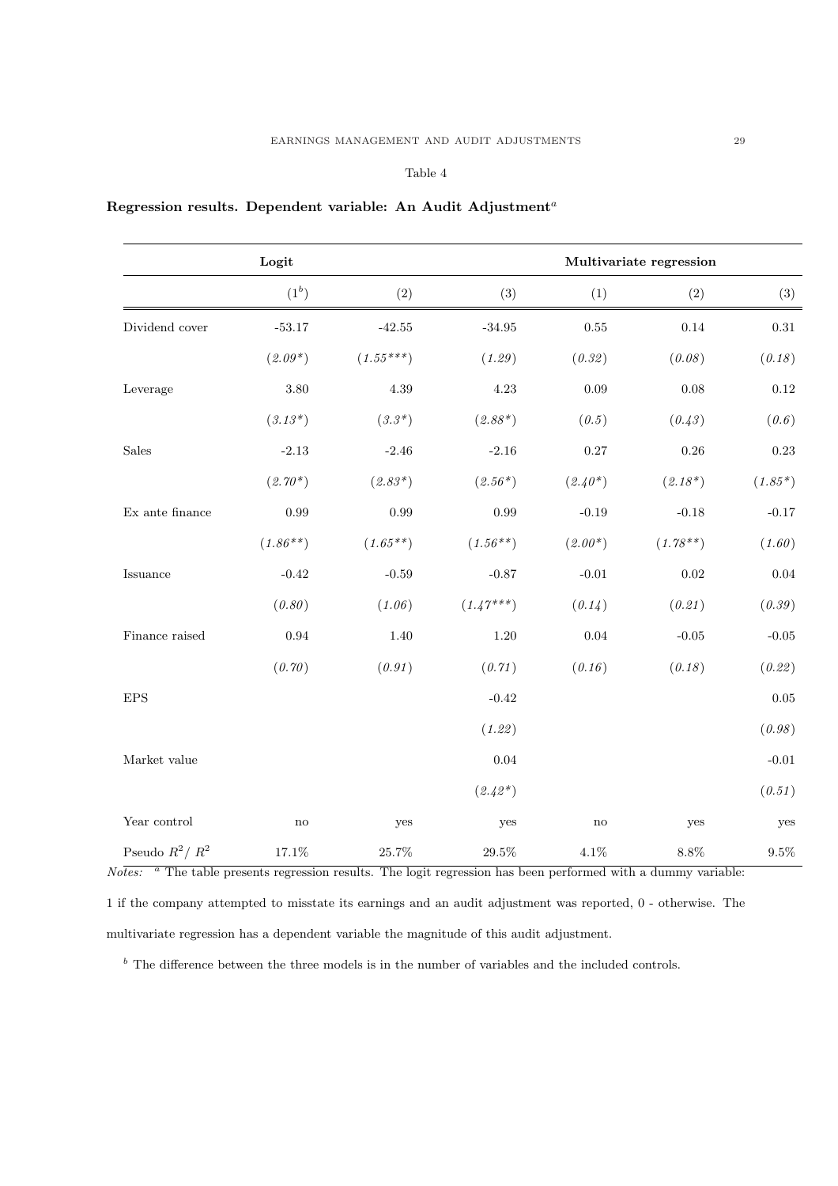Table 4

**Regression results. Dependent variable: An Audit Adjustment**[a]

| | **Logit** | | | **Multivariate regression** | | |
|---|---|---|---|---|---|---|
| | (1[b]) | (2) | (3) | (1) | (2) | (3) |
| Dividend cover | -53.17 | -42.55 | -34.95 | 0.55 | 0.14 | 0.31 |
| | *(2.09\*)* | *(1.55\*\*\*)* | *(1.29)* | *(0.32)* | *(0.08)* | *(0.18)* |
| Leverage | 3.80 | 4.39 | 4.23 | 0.09 | 0.08 | 0.12 |
| | *(3.13\*)* | *(3.3\*)* | *(2.88\*)* | *(0.5)* | *(0.43)* | *(0.6)* |
| Sales | -2.13 | -2.46 | -2.16 | 0.27 | 0.26 | 0.23 |
| | *(2.70\*)* | *(2.83\*)* | *(2.56\*)* | *(2.40\*)* | *(2.18\*)* | *(1.85\*)* |
| Ex ante finance | 0.99 | 0.99 | 0.99 | -0.19 | -0.18 | -0.17 |
| | *(1.86\*\*)* | *(1.65\*\*)* | *(1.56\*\*)* | *(2.00\*)* | *(1.78\*\*)* | *(1.60)* |
| Issuance | -0.42 | -0.59 | -0.87 | -0.01 | 0.02 | 0.04 |
| | *(0.80)* | *(1.06)* | *(1.47\*\*\*)* | *(0.14)* | *(0.21)* | *(0.39)* |
| Finance raised | 0.94 | 1.40 | 1.20 | 0.04 | -0.05 | -0.05 |
| | *(0.70)* | *(0.91)* | *(0.71)* | *(0.16)* | *(0.18)* | *(0.22)* |
| EPS | | | -0.42 | | | 0.05 |
| | | | *(1.22)* | | | *(0.98)* |
| Market value | | | 0.04 | | | -0.01 |
| | | | *(2.42\*)* | | | *(0.51)* |
| Year control | no | yes | yes | no | yes | yes |
| Pseudo $R^2$/ $R^2$ | 17.1% | 25.7% | 29.5% | 4.1% | 8.8% | 9.5% |

*Notes:* [a] The table presents regression results. The logit regression has been performed with a dummy variable: 1 if the company attempted to misstate its earnings and an audit adjustment was reported, 0 - otherwise. The multivariate regression has a dependent variable the magnitude of this audit adjustment.

[b] The difference between the three models is in the number of variables and the included controls.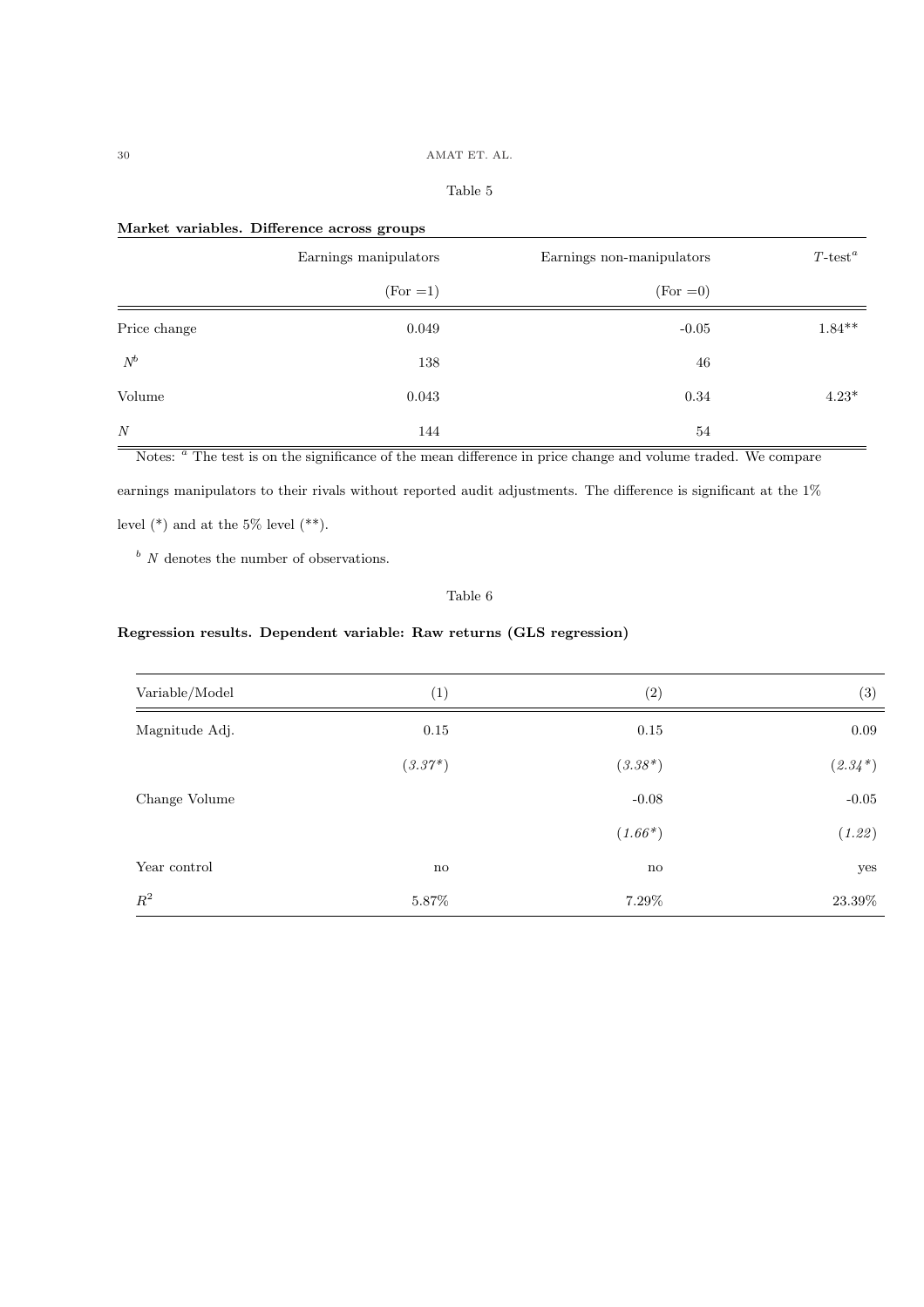Table 5

**Market variables. Difference across groups**

| | Earnings manipulators (For =1) | Earnings non-manipulators (For =0) | $T$-test[a] |
|---|---|---|---|
| Price change | 0.049 | -0.05 | 1.84** |
| $N$[b] | 138 | 46 | |
| Volume | 0.043 | 0.34 | 4.23* |
| $N$ | 144 | 54 | |

Notes: [a] The test is on the significance of the mean difference in price change and volume traded. We compare earnings manipulators to their rivals without reported audit adjustments. The difference is significant at the 1% level (*) and at the 5% level (**).

[b] $N$ denotes the number of observations.

Table 6

**Regression results. Dependent variable: Raw returns (GLS regression)**

| Variable/Model | (1) | (2) | (3) |
|---|---|---|---|
| Magnitude Adj. | 0.15 | 0.15 | 0.09 |
| | *(3.37*)* | *(3.38*)* | *(2.34*)* |
| Change Volume | | -0.08 | -0.05 |
| | | *(1.66*)* | *(1.22)* |
| Year control | no | no | yes |
| $R^2$ | 5.87% | 7.29% | 23.39% |